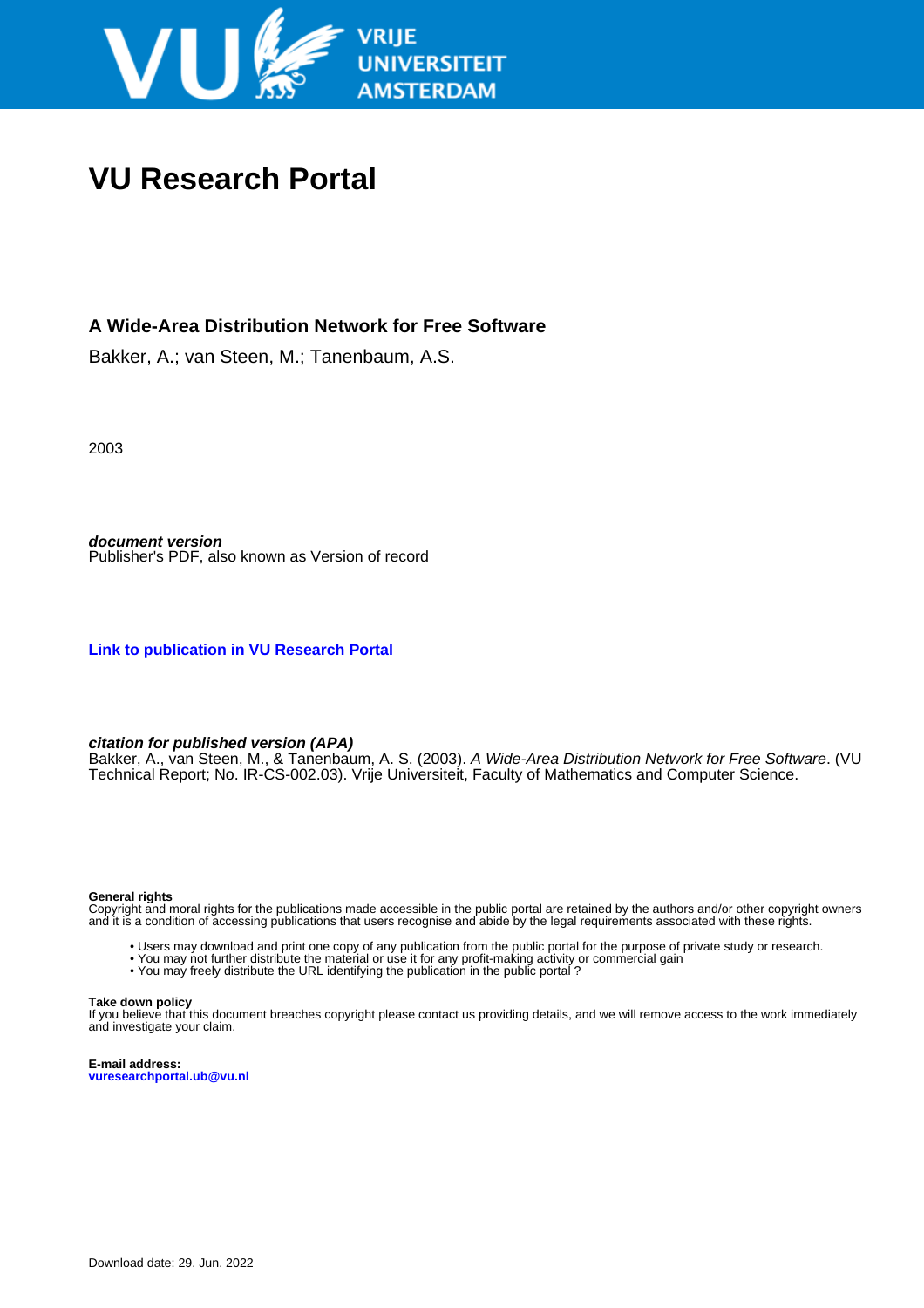# VU Research Portal

## A Wide-Area Distribution Network for Free Software

Bakker, A.; van Steen, M.; Tanenbaum, A.S.

2003

***document version***
Publisher's PDF, also known as Version of record

**Link to publication in VU Research Portal**

***citation for published version (APA)***
Bakker, A., van Steen, M., & Tanenbaum, A. S. (2003). *A Wide-Area Distribution Network for Free Software*. (VU Technical Report; No. IR-CS-002.03). Vrije Universiteit, Faculty of Mathematics and Computer Science.

**General rights**
Copyright and moral rights for the publications made accessible in the public portal are retained by the authors and/or other copyright owners and it is a condition of accessing publications that users recognise and abide by the legal requirements associated with these rights.

- Users may download and print one copy of any publication from the public portal for the purpose of private study or research.
- You may not further distribute the material or use it for any profit-making activity or commercial gain
- You may freely distribute the URL identifying the publication in the public portal ?

**Take down policy**
If you believe that this document breaches copyright please contact us providing details, and we will remove access to the work immediately and investigate your claim.

**E-mail address:**
**vuresearchportal.ub@vu.nl**

Download date: 29. Jun. 2022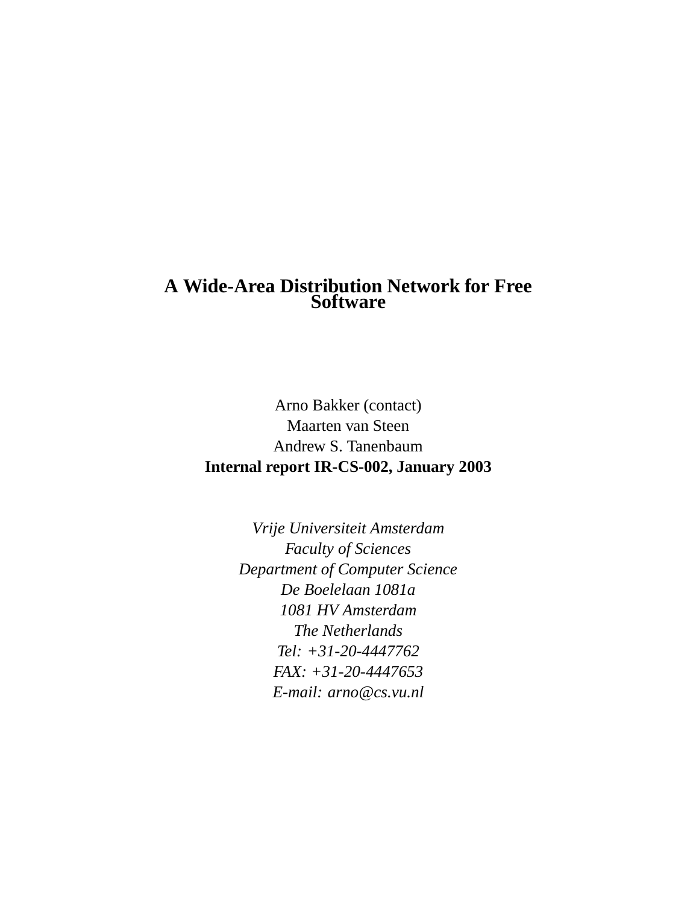# A Wide-Area Distribution Network for Free Software

Arno Bakker (contact)
Maarten van Steen
Andrew S. Tanenbaum
**Internal report IR-CS-002, January 2003**

*Vrije Universiteit Amsterdam*
*Faculty of Sciences*
*Department of Computer Science*
*De Boelelaan 1081a*
*1081 HV Amsterdam*
*The Netherlands*
*Tel: +31-20-4447762*
*FAX: +31-20-4447653*
*E-mail: arno@cs.vu.nl*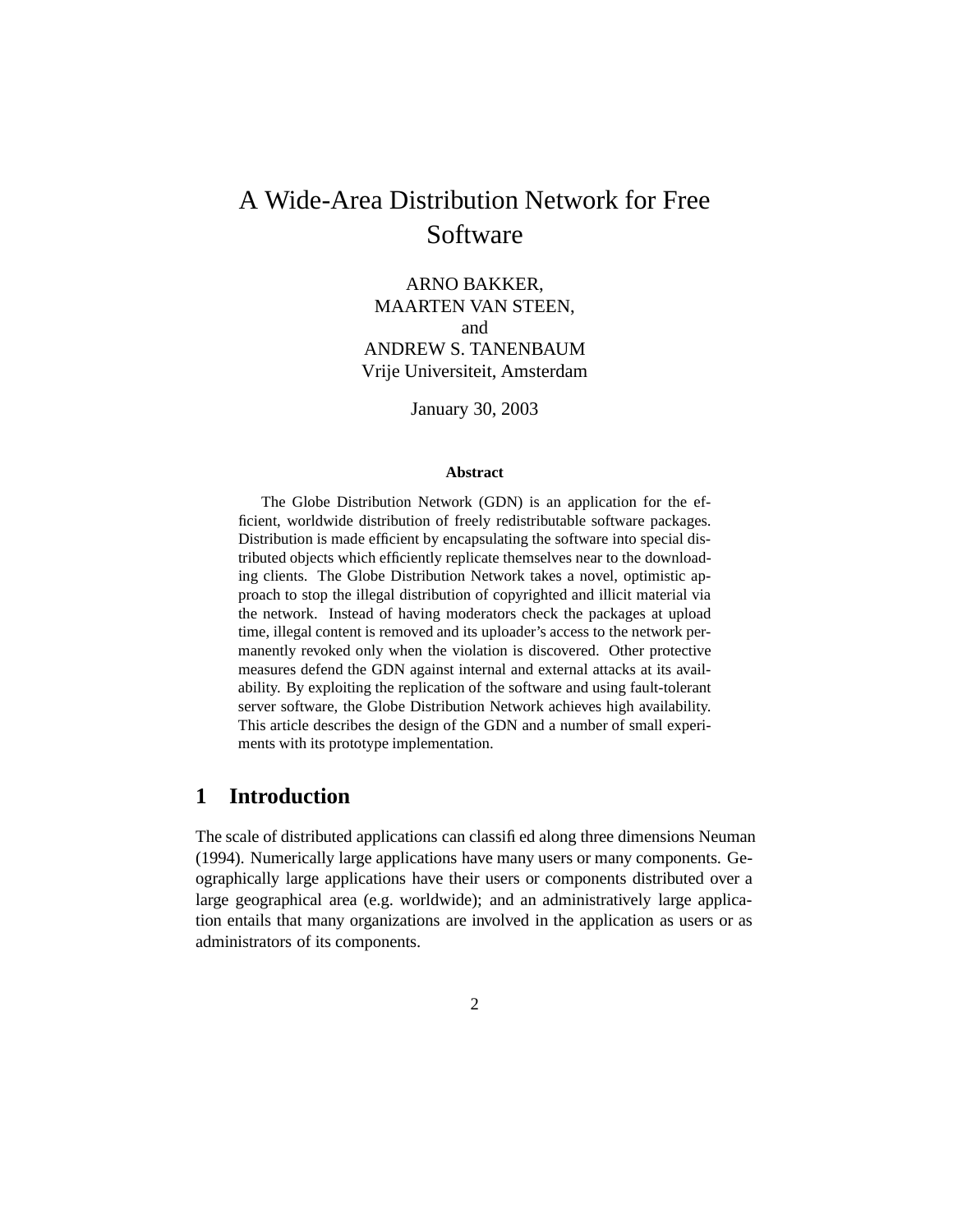# A Wide-Area Distribution Network for Free Software

ARNO BAKKER,
MAARTEN VAN STEEN,
and
ANDREW S. TANENBAUM
Vrije Universiteit, Amsterdam

January 30, 2003

**Abstract**

The Globe Distribution Network (GDN) is an application for the efficient, worldwide distribution of freely redistributable software packages. Distribution is made efficient by encapsulating the software into special distributed objects which efficiently replicate themselves near to the downloading clients. The Globe Distribution Network takes a novel, optimistic approach to stop the illegal distribution of copyrighted and illicit material via the network. Instead of having moderators check the packages at upload time, illegal content is removed and its uploader's access to the network permanently revoked only when the violation is discovered. Other protective measures defend the GDN against internal and external attacks at its availability. By exploiting the replication of the software and using fault-tolerant server software, the Globe Distribution Network achieves high availability. This article describes the design of the GDN and a number of small experiments with its prototype implementation.

## 1 Introduction

The scale of distributed applications can classified along three dimensions Neuman (1994). Numerically large applications have many users or many components. Geographically large applications have their users or components distributed over a large geographical area (e.g. worldwide); and an administratively large application entails that many organizations are involved in the application as users or as administrators of its components.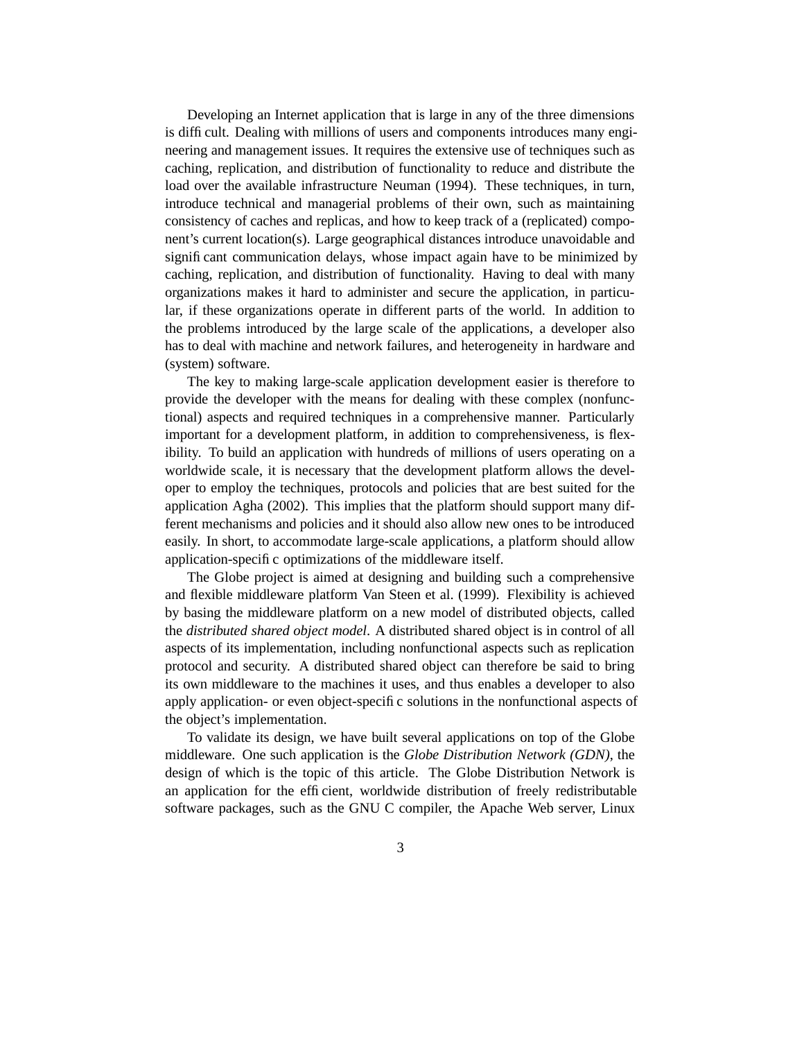Developing an Internet application that is large in any of the three dimensions is difficult. Dealing with millions of users and components introduces many engineering and management issues. It requires the extensive use of techniques such as caching, replication, and distribution of functionality to reduce and distribute the load over the available infrastructure Neuman (1994). These techniques, in turn, introduce technical and managerial problems of their own, such as maintaining consistency of caches and replicas, and how to keep track of a (replicated) component's current location(s). Large geographical distances introduce unavoidable and significant communication delays, whose impact again have to be minimized by caching, replication, and distribution of functionality. Having to deal with many organizations makes it hard to administer and secure the application, in particular, if these organizations operate in different parts of the world. In addition to the problems introduced by the large scale of the applications, a developer also has to deal with machine and network failures, and heterogeneity in hardware and (system) software.

The key to making large-scale application development easier is therefore to provide the developer with the means for dealing with these complex (nonfunctional) aspects and required techniques in a comprehensive manner. Particularly important for a development platform, in addition to comprehensiveness, is flexibility. To build an application with hundreds of millions of users operating on a worldwide scale, it is necessary that the development platform allows the developer to employ the techniques, protocols and policies that are best suited for the application Agha (2002). This implies that the platform should support many different mechanisms and policies and it should also allow new ones to be introduced easily. In short, to accommodate large-scale applications, a platform should allow application-specific optimizations of the middleware itself.

The Globe project is aimed at designing and building such a comprehensive and flexible middleware platform Van Steen et al. (1999). Flexibility is achieved by basing the middleware platform on a new model of distributed objects, called the *distributed shared object model*. A distributed shared object is in control of all aspects of its implementation, including nonfunctional aspects such as replication protocol and security. A distributed shared object can therefore be said to bring its own middleware to the machines it uses, and thus enables a developer to also apply application- or even object-specific solutions in the nonfunctional aspects of the object's implementation.

To validate its design, we have built several applications on top of the Globe middleware. One such application is the *Globe Distribution Network (GDN)*, the design of which is the topic of this article. The Globe Distribution Network is an application for the efficient, worldwide distribution of freely redistributable software packages, such as the GNU C compiler, the Apache Web server, Linux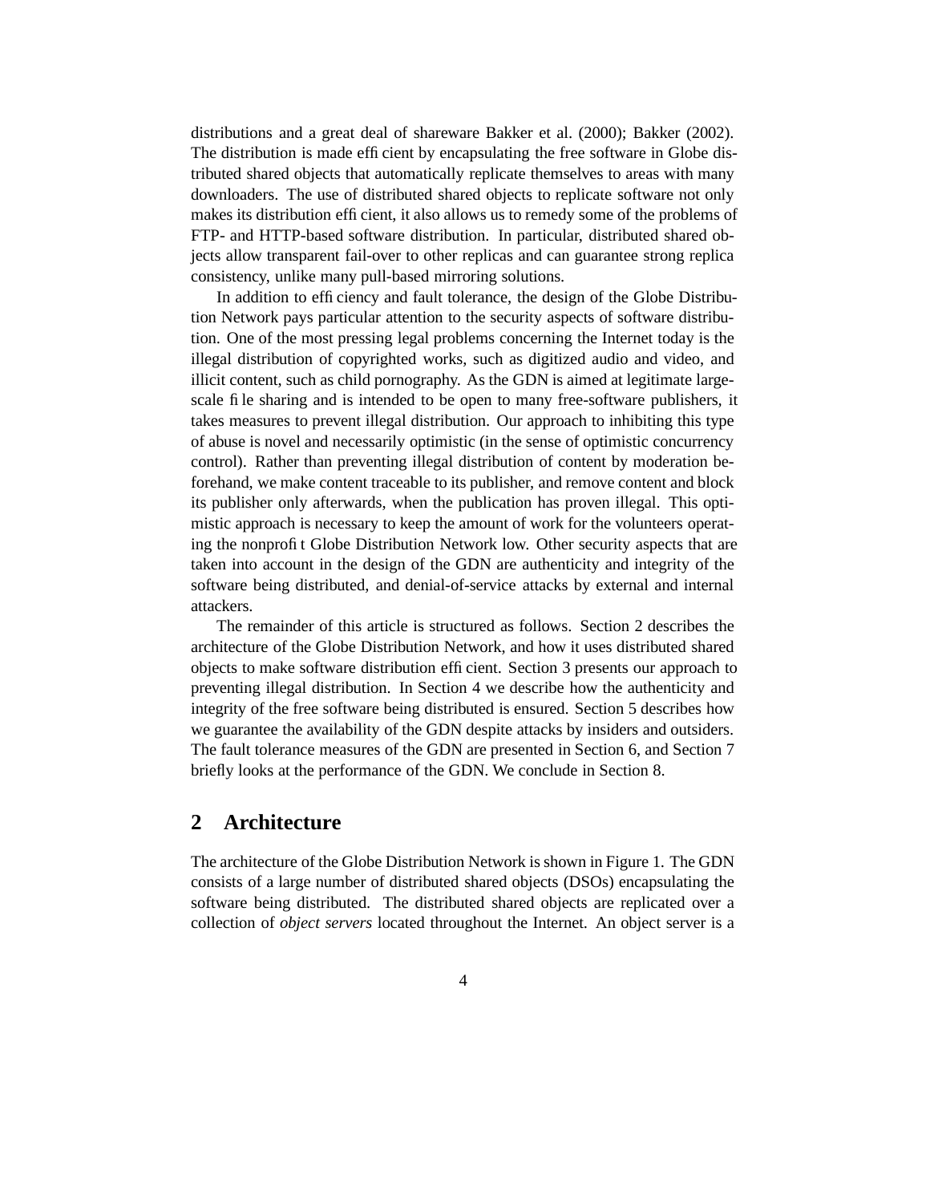distributions and a great deal of shareware Bakker et al. (2000); Bakker (2002). The distribution is made efficient by encapsulating the free software in Globe distributed shared objects that automatically replicate themselves to areas with many downloaders. The use of distributed shared objects to replicate software not only makes its distribution efficient, it also allows us to remedy some of the problems of FTP- and HTTP-based software distribution. In particular, distributed shared objects allow transparent fail-over to other replicas and can guarantee strong replica consistency, unlike many pull-based mirroring solutions.

In addition to efficiency and fault tolerance, the design of the Globe Distribution Network pays particular attention to the security aspects of software distribution. One of the most pressing legal problems concerning the Internet today is the illegal distribution of copyrighted works, such as digitized audio and video, and illicit content, such as child pornography. As the GDN is aimed at legitimate large-scale file sharing and is intended to be open to many free-software publishers, it takes measures to prevent illegal distribution. Our approach to inhibiting this type of abuse is novel and necessarily optimistic (in the sense of optimistic concurrency control). Rather than preventing illegal distribution of content by moderation beforehand, we make content traceable to its publisher, and remove content and block its publisher only afterwards, when the publication has proven illegal. This optimistic approach is necessary to keep the amount of work for the volunteers operating the nonprofit Globe Distribution Network low. Other security aspects that are taken into account in the design of the GDN are authenticity and integrity of the software being distributed, and denial-of-service attacks by external and internal attackers.

The remainder of this article is structured as follows. Section 2 describes the architecture of the Globe Distribution Network, and how it uses distributed shared objects to make software distribution efficient. Section 3 presents our approach to preventing illegal distribution. In Section 4 we describe how the authenticity and integrity of the free software being distributed is ensured. Section 5 describes how we guarantee the availability of the GDN despite attacks by insiders and outsiders. The fault tolerance measures of the GDN are presented in Section 6, and Section 7 briefly looks at the performance of the GDN. We conclude in Section 8.

## 2 Architecture

The architecture of the Globe Distribution Network is shown in Figure 1. The GDN consists of a large number of distributed shared objects (DSOs) encapsulating the software being distributed. The distributed shared objects are replicated over a collection of *object servers* located throughout the Internet. An object server is a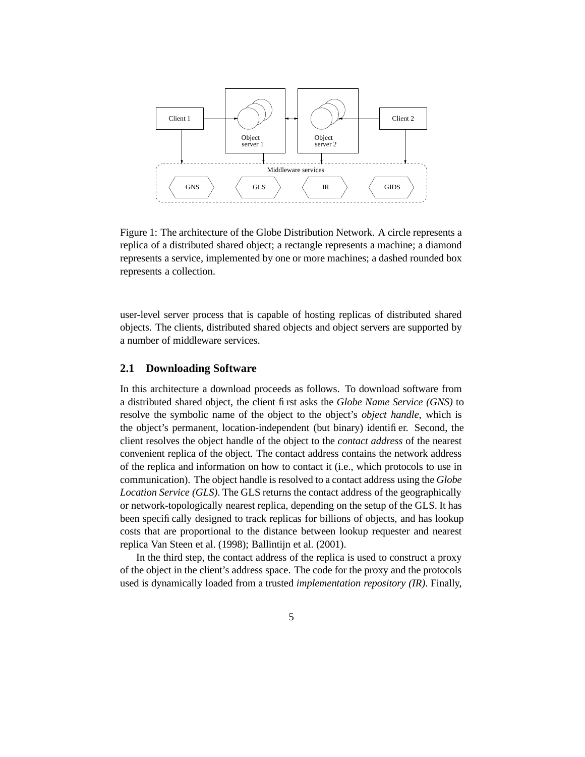Figure 1: The architecture of the Globe Distribution Network. A circle represents a replica of a distributed shared object; a rectangle represents a machine; a diamond represents a service, implemented by one or more machines; a dashed rounded box represents a collection.

user-level server process that is capable of hosting replicas of distributed shared objects. The clients, distributed shared objects and object servers are supported by a number of middleware services.

## 2.1 Downloading Software

In this architecture a download proceeds as follows. To download software from a distributed shared object, the client first asks the *Globe Name Service (GNS)* to resolve the symbolic name of the object to the object's *object handle*, which is the object's permanent, location-independent (but binary) identifier. Second, the client resolves the object handle of the object to the *contact address* of the nearest convenient replica of the object. The contact address contains the network address of the replica and information on how to contact it (i.e., which protocols to use in communication). The object handle is resolved to a contact address using the *Globe Location Service (GLS)*. The GLS returns the contact address of the geographically or network-topologically nearest replica, depending on the setup of the GLS. It has been specifically designed to track replicas for billions of objects, and has lookup costs that are proportional to the distance between lookup requester and nearest replica Van Steen et al. (1998); Ballintijn et al. (2001).

In the third step, the contact address of the replica is used to construct a proxy of the object in the client's address space. The code for the proxy and the protocols used is dynamically loaded from a trusted *implementation repository (IR)*. Finally,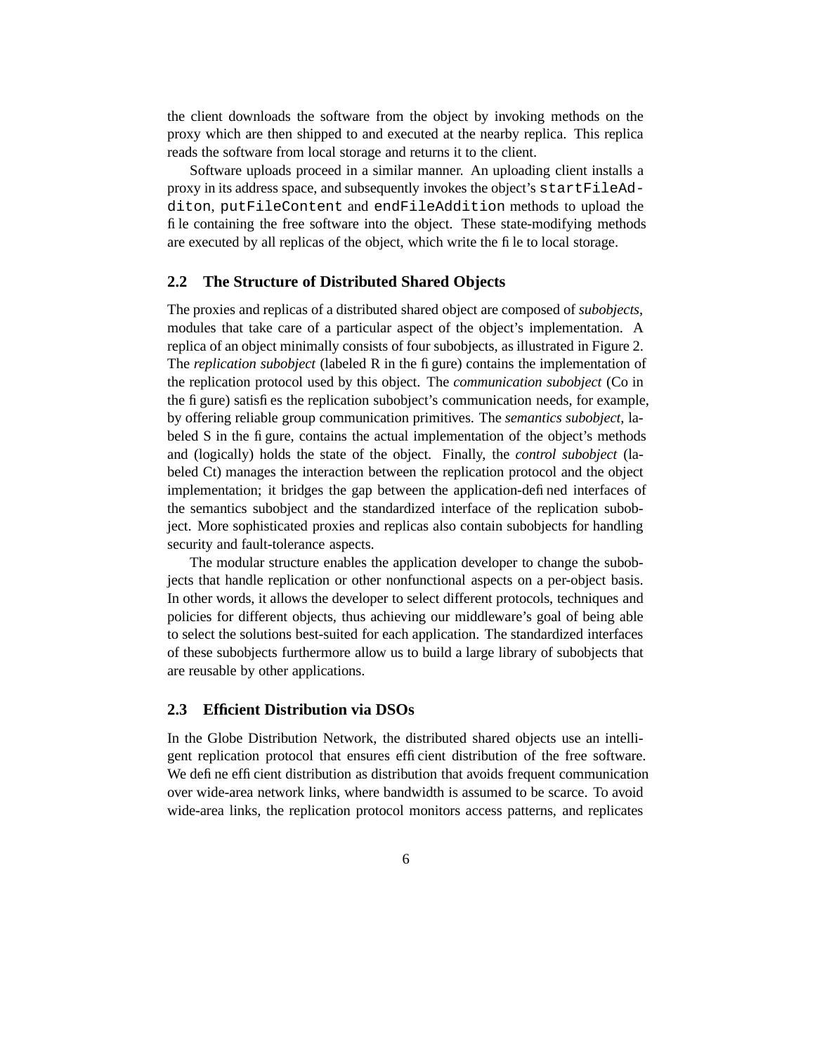the client downloads the software from the object by invoking methods on the proxy which are then shipped to and executed at the nearby replica. This replica reads the software from local storage and returns it to the client.

Software uploads proceed in a similar manner. An uploading client installs a proxy in its address space, and subsequently invokes the object's `startFileAdditon`, `putFileContent` and `endFileAddition` methods to upload the file containing the free software into the object. These state-modifying methods are executed by all replicas of the object, which write the file to local storage.

## 2.2 The Structure of Distributed Shared Objects

The proxies and replicas of a distributed shared object are composed of *subobjects*, modules that take care of a particular aspect of the object's implementation. A replica of an object minimally consists of four subobjects, as illustrated in Figure 2. The *replication subobject* (labeled R in the figure) contains the implementation of the replication protocol used by this object. The *communication subobject* (Co in the figure) satisfies the replication subobject's communication needs, for example, by offering reliable group communication primitives. The *semantics subobject*, labeled S in the figure, contains the actual implementation of the object's methods and (logically) holds the state of the object. Finally, the *control subobject* (labeled Ct) manages the interaction between the replication protocol and the object implementation; it bridges the gap between the application-defined interfaces of the semantics subobject and the standardized interface of the replication subobject. More sophisticated proxies and replicas also contain subobjects for handling security and fault-tolerance aspects.

The modular structure enables the application developer to change the subobjects that handle replication or other nonfunctional aspects on a per-object basis. In other words, it allows the developer to select different protocols, techniques and policies for different objects, thus achieving our middleware's goal of being able to select the solutions best-suited for each application. The standardized interfaces of these subobjects furthermore allow us to build a large library of subobjects that are reusable by other applications.

## 2.3 Efficient Distribution via DSOs

In the Globe Distribution Network, the distributed shared objects use an intelligent replication protocol that ensures efficient distribution of the free software. We define efficient distribution as distribution that avoids frequent communication over wide-area network links, where bandwidth is assumed to be scarce. To avoid wide-area links, the replication protocol monitors access patterns, and replicates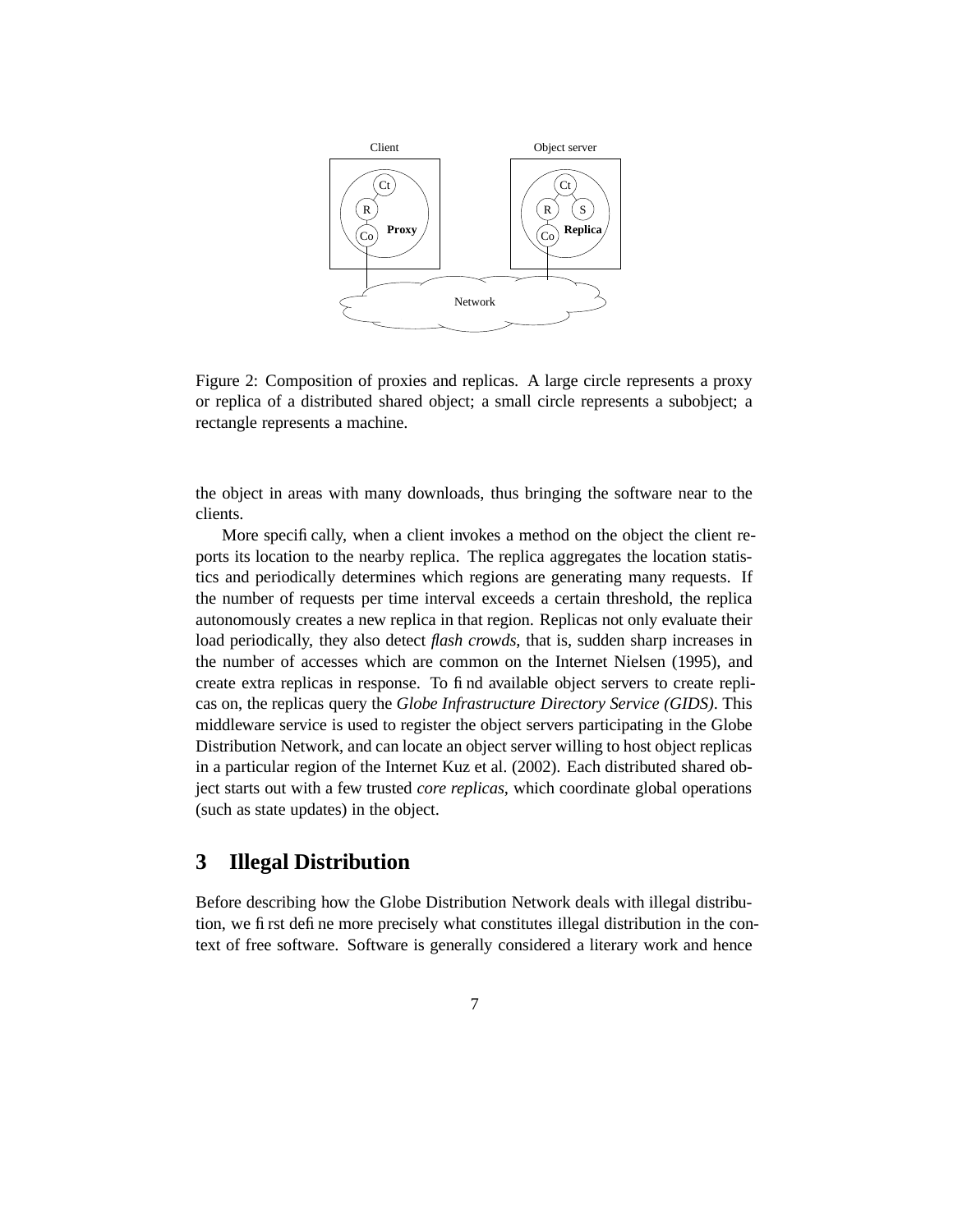Figure 2: Composition of proxies and replicas. A large circle represents a proxy or replica of a distributed shared object; a small circle represents a subobject; a rectangle represents a machine.

the object in areas with many downloads, thus bringing the software near to the clients.

More specifically, when a client invokes a method on the object the client reports its location to the nearby replica. The replica aggregates the location statistics and periodically determines which regions are generating many requests. If the number of requests per time interval exceeds a certain threshold, the replica autonomously creates a new replica in that region. Replicas not only evaluate their load periodically, they also detect *flash crowds*, that is, sudden sharp increases in the number of accesses which are common on the Internet Nielsen (1995), and create extra replicas in response. To find available object servers to create replicas on, the replicas query the *Globe Infrastructure Directory Service (GIDS)*. This middleware service is used to register the object servers participating in the Globe Distribution Network, and can locate an object server willing to host object replicas in a particular region of the Internet Kuz et al. (2002). Each distributed shared object starts out with a few trusted *core replicas*, which coordinate global operations (such as state updates) in the object.

## 3 Illegal Distribution

Before describing how the Globe Distribution Network deals with illegal distribution, we first define more precisely what constitutes illegal distribution in the context of free software. Software is generally considered a literary work and hence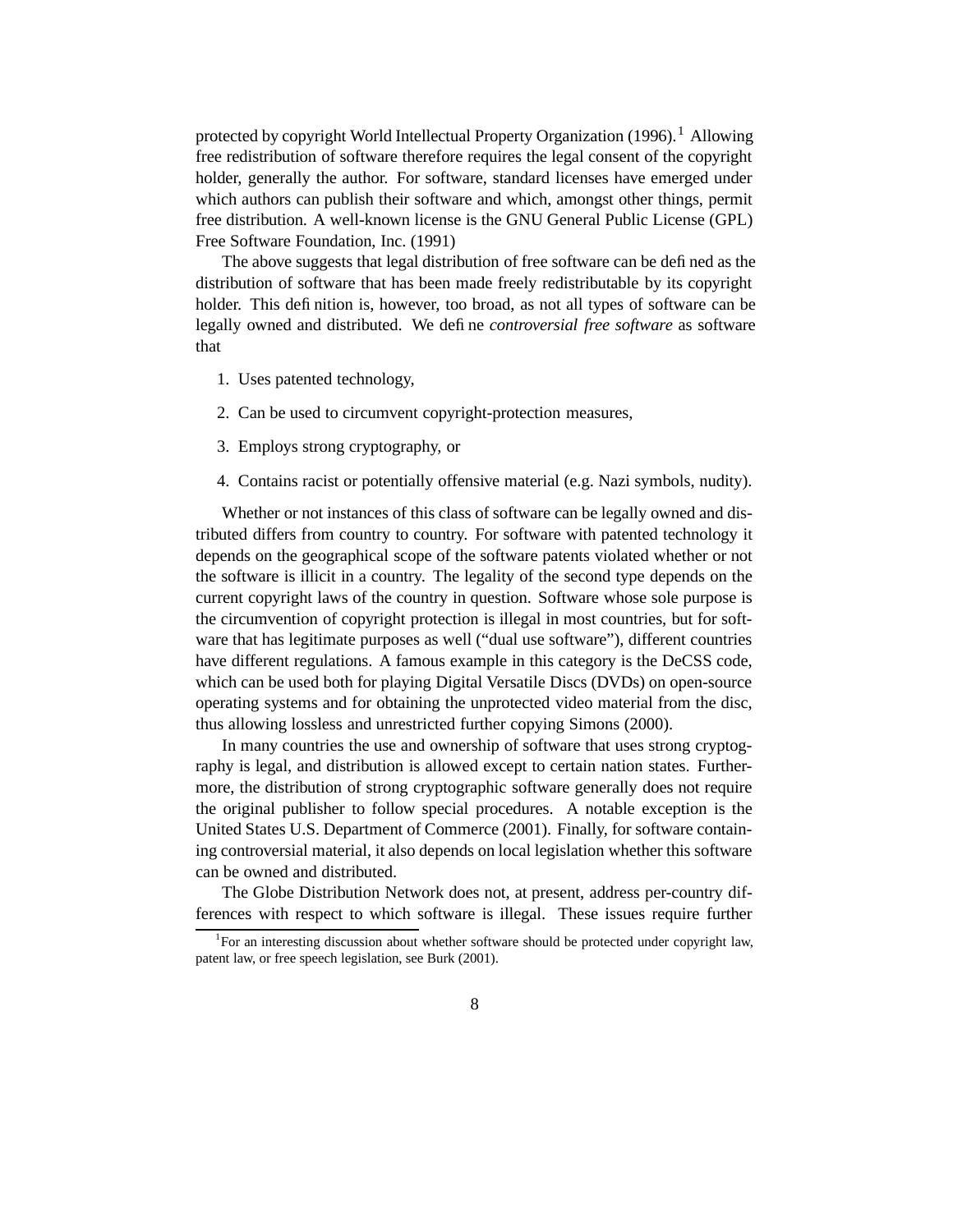protected by copyright World Intellectual Property Organization (1996).[1] Allowing free redistribution of software therefore requires the legal consent of the copyright holder, generally the author. For software, standard licenses have emerged under which authors can publish their software and which, amongst other things, permit free distribution. A well-known license is the GNU General Public License (GPL) Free Software Foundation, Inc. (1991)

The above suggests that legal distribution of free software can be defined as the distribution of software that has been made freely redistributable by its copyright holder. This definition is, however, too broad, as not all types of software can be legally owned and distributed. We define *controversial free software* as software that

1. Uses patented technology,
2. Can be used to circumvent copyright-protection measures,
3. Employs strong cryptography, or
4. Contains racist or potentially offensive material (e.g. Nazi symbols, nudity).

Whether or not instances of this class of software can be legally owned and distributed differs from country to country. For software with patented technology it depends on the geographical scope of the software patents violated whether or not the software is illicit in a country. The legality of the second type depends on the current copyright laws of the country in question. Software whose sole purpose is the circumvention of copyright protection is illegal in most countries, but for software that has legitimate purposes as well ("dual use software"), different countries have different regulations. A famous example in this category is the DeCSS code, which can be used both for playing Digital Versatile Discs (DVDs) on open-source operating systems and for obtaining the unprotected video material from the disc, thus allowing lossless and unrestricted further copying Simons (2000).

In many countries the use and ownership of software that uses strong cryptography is legal, and distribution is allowed except to certain nation states. Furthermore, the distribution of strong cryptographic software generally does not require the original publisher to follow special procedures. A notable exception is the United States U.S. Department of Commerce (2001). Finally, for software containing controversial material, it also depends on local legislation whether this software can be owned and distributed.

The Globe Distribution Network does not, at present, address per-country differences with respect to which software is illegal. These issues require further

[1] For an interesting discussion about whether software should be protected under copyright law, patent law, or free speech legislation, see Burk (2001).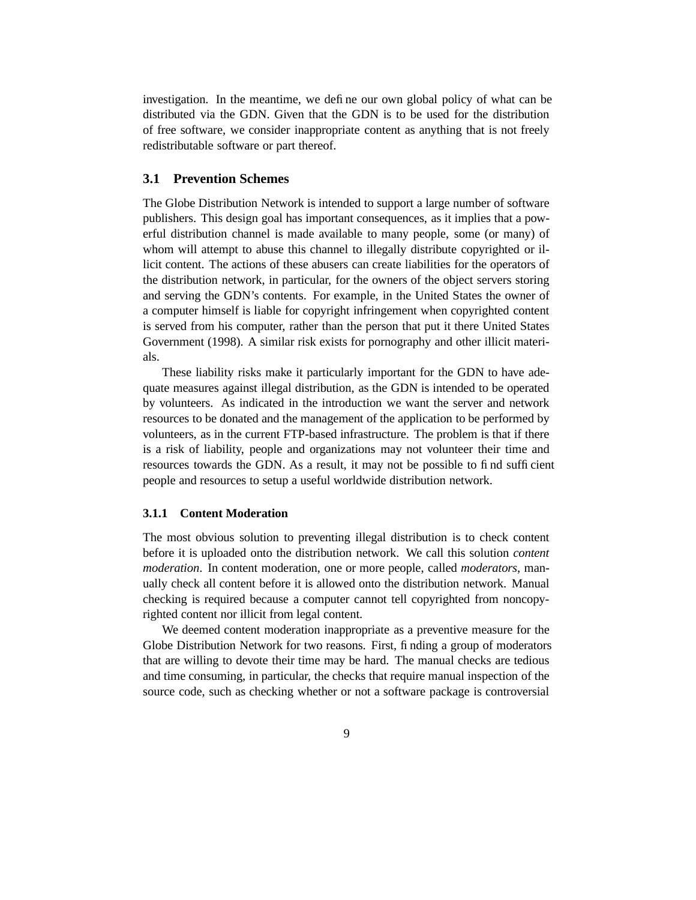investigation. In the meantime, we define our own global policy of what can be distributed via the GDN. Given that the GDN is to be used for the distribution of free software, we consider inappropriate content as anything that is not freely redistributable software or part thereof.

### 3.1 Prevention Schemes

The Globe Distribution Network is intended to support a large number of software publishers. This design goal has important consequences, as it implies that a powerful distribution channel is made available to many people, some (or many) of whom will attempt to abuse this channel to illegally distribute copyrighted or illicit content. The actions of these abusers can create liabilities for the operators of the distribution network, in particular, for the owners of the object servers storing and serving the GDN's contents. For example, in the United States the owner of a computer himself is liable for copyright infringement when copyrighted content is served from his computer, rather than the person that put it there United States Government (1998). A similar risk exists for pornography and other illicit materials.

These liability risks make it particularly important for the GDN to have adequate measures against illegal distribution, as the GDN is intended to be operated by volunteers. As indicated in the introduction we want the server and network resources to be donated and the management of the application to be performed by volunteers, as in the current FTP-based infrastructure. The problem is that if there is a risk of liability, people and organizations may not volunteer their time and resources towards the GDN. As a result, it may not be possible to find sufficient people and resources to setup a useful worldwide distribution network.

#### 3.1.1 Content Moderation

The most obvious solution to preventing illegal distribution is to check content before it is uploaded onto the distribution network. We call this solution *content moderation*. In content moderation, one or more people, called *moderators*, manually check all content before it is allowed onto the distribution network. Manual checking is required because a computer cannot tell copyrighted from noncopyrighted content nor illicit from legal content.

We deemed content moderation inappropriate as a preventive measure for the Globe Distribution Network for two reasons. First, finding a group of moderators that are willing to devote their time may be hard. The manual checks are tedious and time consuming, in particular, the checks that require manual inspection of the source code, such as checking whether or not a software package is controversial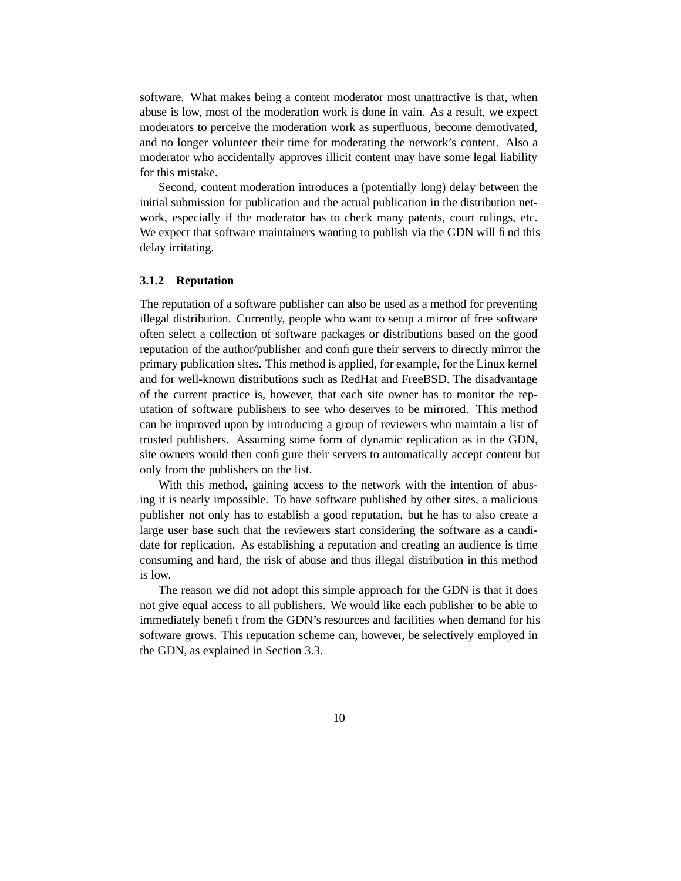software. What makes being a content moderator most unattractive is that, when abuse is low, most of the moderation work is done in vain. As a result, we expect moderators to perceive the moderation work as superfluous, become demotivated, and no longer volunteer their time for moderating the network's content. Also a moderator who accidentally approves illicit content may have some legal liability for this mistake.

Second, content moderation introduces a (potentially long) delay between the initial submission for publication and the actual publication in the distribution network, especially if the moderator has to check many patents, court rulings, etc. We expect that software maintainers wanting to publish via the GDN will find this delay irritating.

### 3.1.2 Reputation

The reputation of a software publisher can also be used as a method for preventing illegal distribution. Currently, people who want to setup a mirror of free software often select a collection of software packages or distributions based on the good reputation of the author/publisher and configure their servers to directly mirror the primary publication sites. This method is applied, for example, for the Linux kernel and for well-known distributions such as RedHat and FreeBSD. The disadvantage of the current practice is, however, that each site owner has to monitor the reputation of software publishers to see who deserves to be mirrored. This method can be improved upon by introducing a group of reviewers who maintain a list of trusted publishers. Assuming some form of dynamic replication as in the GDN, site owners would then configure their servers to automatically accept content but only from the publishers on the list.

With this method, gaining access to the network with the intention of abusing it is nearly impossible. To have software published by other sites, a malicious publisher not only has to establish a good reputation, but he has to also create a large user base such that the reviewers start considering the software as a candidate for replication. As establishing a reputation and creating an audience is time consuming and hard, the risk of abuse and thus illegal distribution in this method is low.

The reason we did not adopt this simple approach for the GDN is that it does not give equal access to all publishers. We would like each publisher to be able to immediately benefit from the GDN's resources and facilities when demand for his software grows. This reputation scheme can, however, be selectively employed in the GDN, as explained in Section 3.3.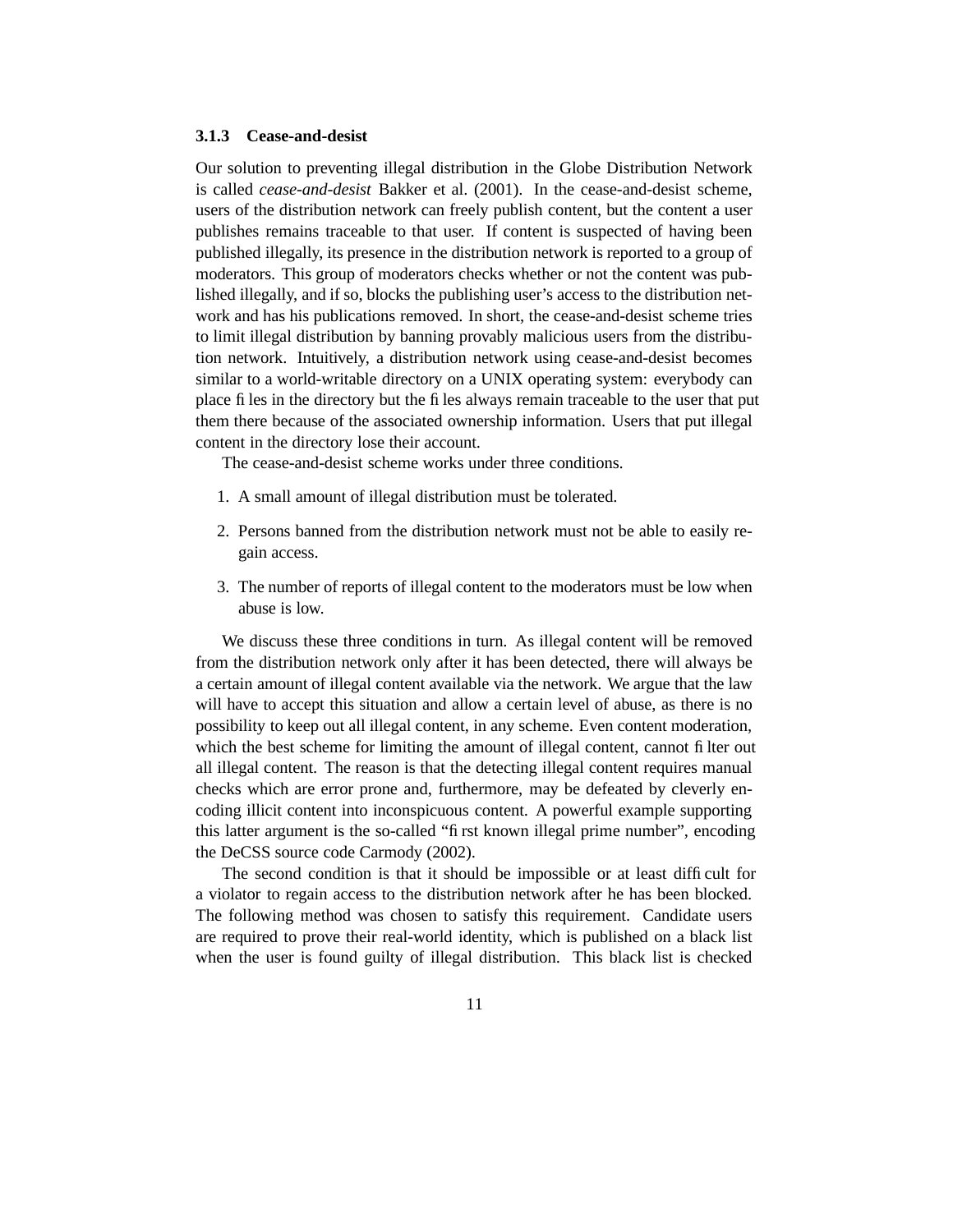### 3.1.3 Cease-and-desist

Our solution to preventing illegal distribution in the Globe Distribution Network is called *cease-and-desist* Bakker et al. (2001). In the cease-and-desist scheme, users of the distribution network can freely publish content, but the content a user publishes remains traceable to that user. If content is suspected of having been published illegally, its presence in the distribution network is reported to a group of moderators. This group of moderators checks whether or not the content was published illegally, and if so, blocks the publishing user's access to the distribution network and has his publications removed. In short, the cease-and-desist scheme tries to limit illegal distribution by banning provably malicious users from the distribution network. Intuitively, a distribution network using cease-and-desist becomes similar to a world-writable directory on a UNIX operating system: everybody can place files in the directory but the files always remain traceable to the user that put them there because of the associated ownership information. Users that put illegal content in the directory lose their account.

The cease-and-desist scheme works under three conditions.

1. A small amount of illegal distribution must be tolerated.
2. Persons banned from the distribution network must not be able to easily regain access.
3. The number of reports of illegal content to the moderators must be low when abuse is low.

We discuss these three conditions in turn. As illegal content will be removed from the distribution network only after it has been detected, there will always be a certain amount of illegal content available via the network. We argue that the law will have to accept this situation and allow a certain level of abuse, as there is no possibility to keep out all illegal content, in any scheme. Even content moderation, which the best scheme for limiting the amount of illegal content, cannot filter out all illegal content. The reason is that the detecting illegal content requires manual checks which are error prone and, furthermore, may be defeated by cleverly encoding illicit content into inconspicuous content. A powerful example supporting this latter argument is the so-called "first known illegal prime number", encoding the DeCSS source code Carmody (2002).

The second condition is that it should be impossible or at least difficult for a violator to regain access to the distribution network after he has been blocked. The following method was chosen to satisfy this requirement. Candidate users are required to prove their real-world identity, which is published on a black list when the user is found guilty of illegal distribution. This black list is checked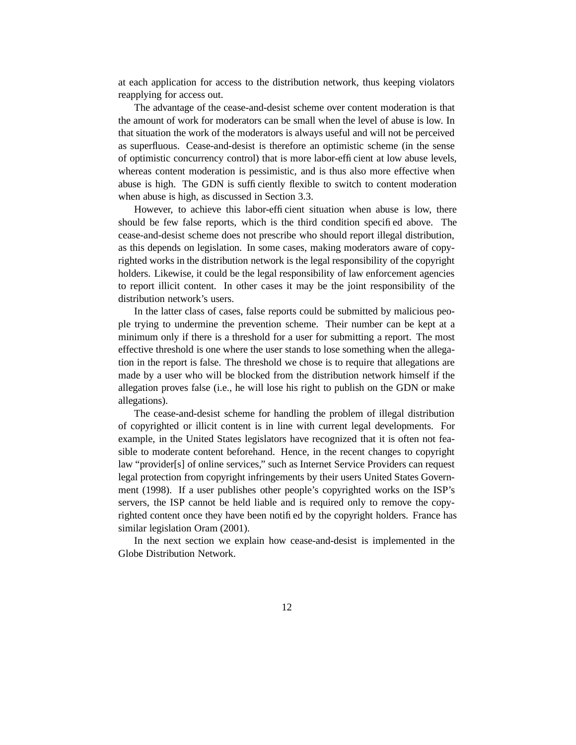at each application for access to the distribution network, thus keeping violators reapplying for access out.

The advantage of the cease-and-desist scheme over content moderation is that the amount of work for moderators can be small when the level of abuse is low. In that situation the work of the moderators is always useful and will not be perceived as superfluous. Cease-and-desist is therefore an optimistic scheme (in the sense of optimistic concurrency control) that is more labor-efficient at low abuse levels, whereas content moderation is pessimistic, and is thus also more effective when abuse is high. The GDN is sufficiently flexible to switch to content moderation when abuse is high, as discussed in Section 3.3.

However, to achieve this labor-efficient situation when abuse is low, there should be few false reports, which is the third condition specified above. The cease-and-desist scheme does not prescribe who should report illegal distribution, as this depends on legislation. In some cases, making moderators aware of copyrighted works in the distribution network is the legal responsibility of the copyright holders. Likewise, it could be the legal responsibility of law enforcement agencies to report illicit content. In other cases it may be the joint responsibility of the distribution network's users.

In the latter class of cases, false reports could be submitted by malicious people trying to undermine the prevention scheme. Their number can be kept at a minimum only if there is a threshold for a user for submitting a report. The most effective threshold is one where the user stands to lose something when the allegation in the report is false. The threshold we chose is to require that allegations are made by a user who will be blocked from the distribution network himself if the allegation proves false (i.e., he will lose his right to publish on the GDN or make allegations).

The cease-and-desist scheme for handling the problem of illegal distribution of copyrighted or illicit content is in line with current legal developments. For example, in the United States legislators have recognized that it is often not feasible to moderate content beforehand. Hence, in the recent changes to copyright law "provider[s] of online services," such as Internet Service Providers can request legal protection from copyright infringements by their users United States Government (1998). If a user publishes other people's copyrighted works on the ISP's servers, the ISP cannot be held liable and is required only to remove the copyrighted content once they have been notified by the copyright holders. France has similar legislation Oram (2001).

In the next section we explain how cease-and-desist is implemented in the Globe Distribution Network.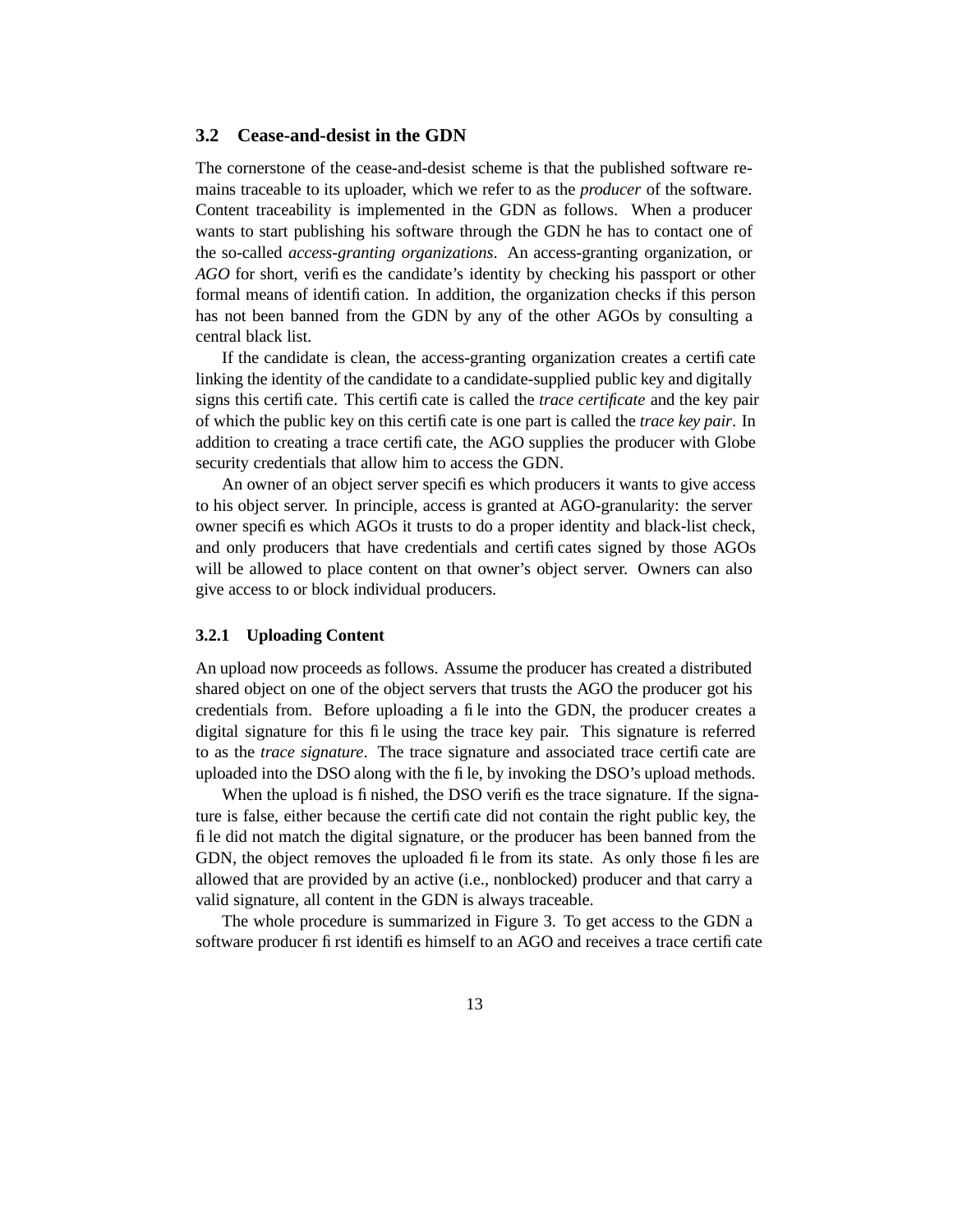### 3.2 Cease-and-desist in the GDN

The cornerstone of the cease-and-desist scheme is that the published software remains traceable to its uploader, which we refer to as the *producer* of the software. Content traceability is implemented in the GDN as follows. When a producer wants to start publishing his software through the GDN he has to contact one of the so-called *access-granting organizations*. An access-granting organization, or *AGO* for short, verifies the candidate's identity by checking his passport or other formal means of identification. In addition, the organization checks if this person has not been banned from the GDN by any of the other AGOs by consulting a central black list.

If the candidate is clean, the access-granting organization creates a certificate linking the identity of the candidate to a candidate-supplied public key and digitally signs this certificate. This certificate is called the *trace certificate* and the key pair of which the public key on this certificate is one part is called the *trace key pair*. In addition to creating a trace certificate, the AGO supplies the producer with Globe security credentials that allow him to access the GDN.

An owner of an object server specifies which producers it wants to give access to his object server. In principle, access is granted at AGO-granularity: the server owner specifies which AGOs it trusts to do a proper identity and black-list check, and only producers that have credentials and certificates signed by those AGOs will be allowed to place content on that owner's object server. Owners can also give access to or block individual producers.

#### 3.2.1 Uploading Content

An upload now proceeds as follows. Assume the producer has created a distributed shared object on one of the object servers that trusts the AGO the producer got his credentials from. Before uploading a file into the GDN, the producer creates a digital signature for this file using the trace key pair. This signature is referred to as the *trace signature*. The trace signature and associated trace certificate are uploaded into the DSO along with the file, by invoking the DSO's upload methods.

When the upload is finished, the DSO verifies the trace signature. If the signature is false, either because the certificate did not contain the right public key, the file did not match the digital signature, or the producer has been banned from the GDN, the object removes the uploaded file from its state. As only those files are allowed that are provided by an active (i.e., nonblocked) producer and that carry a valid signature, all content in the GDN is always traceable.

The whole procedure is summarized in Figure 3. To get access to the GDN a software producer first identifies himself to an AGO and receives a trace certificate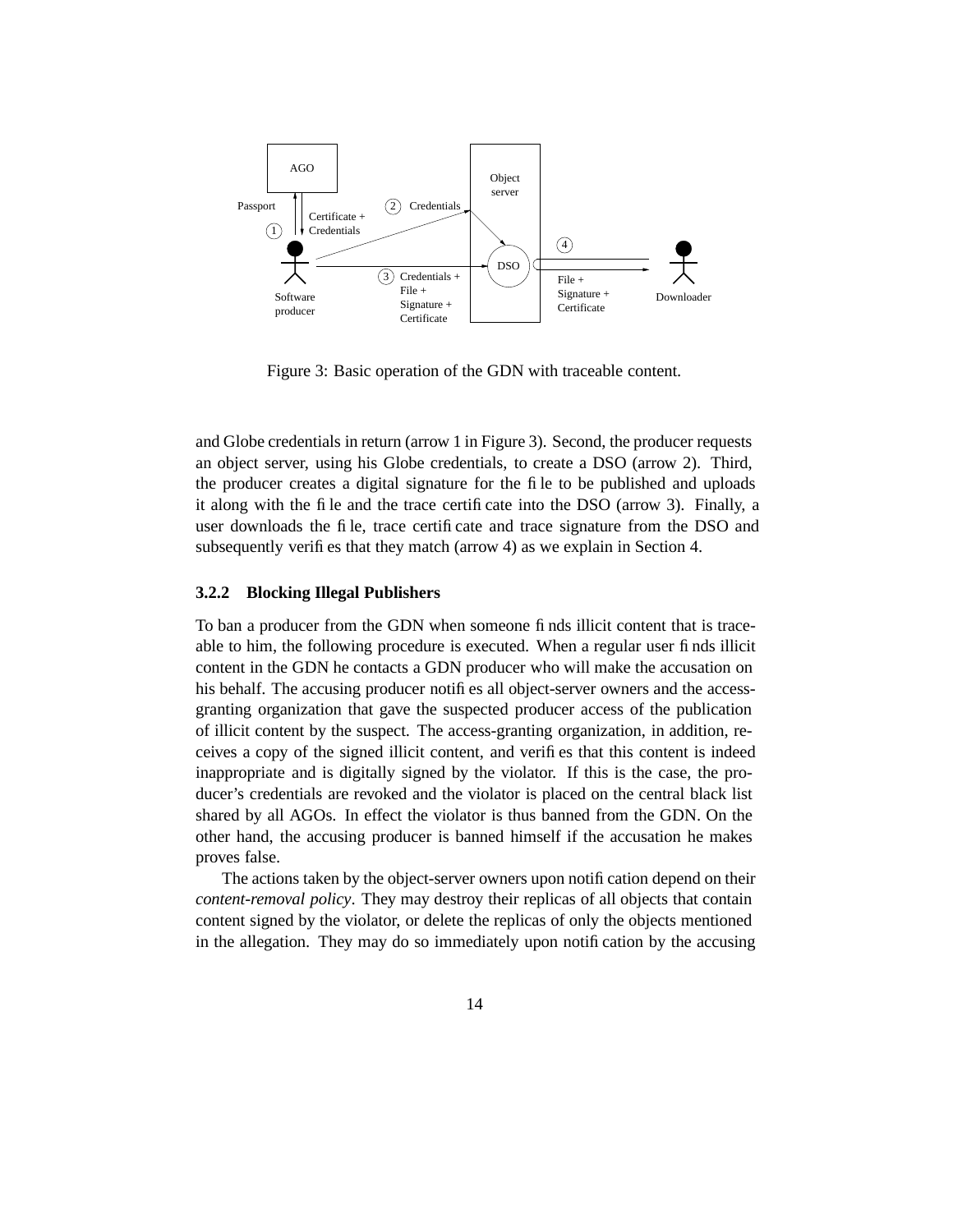Figure 3: Basic operation of the GDN with traceable content.

and Globe credentials in return (arrow 1 in Figure 3). Second, the producer requests an object server, using his Globe credentials, to create a DSO (arrow 2). Third, the producer creates a digital signature for the file to be published and uploads it along with the file and the trace certificate into the DSO (arrow 3). Finally, a user downloads the file, trace certificate and trace signature from the DSO and subsequently verifies that they match (arrow 4) as we explain in Section 4.

### 3.2.2 Blocking Illegal Publishers

To ban a producer from the GDN when someone finds illicit content that is traceable to him, the following procedure is executed. When a regular user finds illicit content in the GDN he contacts a GDN producer who will make the accusation on his behalf. The accusing producer notifies all object-server owners and the access-granting organization that gave the suspected producer access of the publication of illicit content by the suspect. The access-granting organization, in addition, receives a copy of the signed illicit content, and verifies that this content is indeed inappropriate and is digitally signed by the violator. If this is the case, the producer's credentials are revoked and the violator is placed on the central black list shared by all AGOs. In effect the violator is thus banned from the GDN. On the other hand, the accusing producer is banned himself if the accusation he makes proves false.

The actions taken by the object-server owners upon notification depend on their *content-removal policy*. They may destroy their replicas of all objects that contain content signed by the violator, or delete the replicas of only the objects mentioned in the allegation. They may do so immediately upon notification by the accusing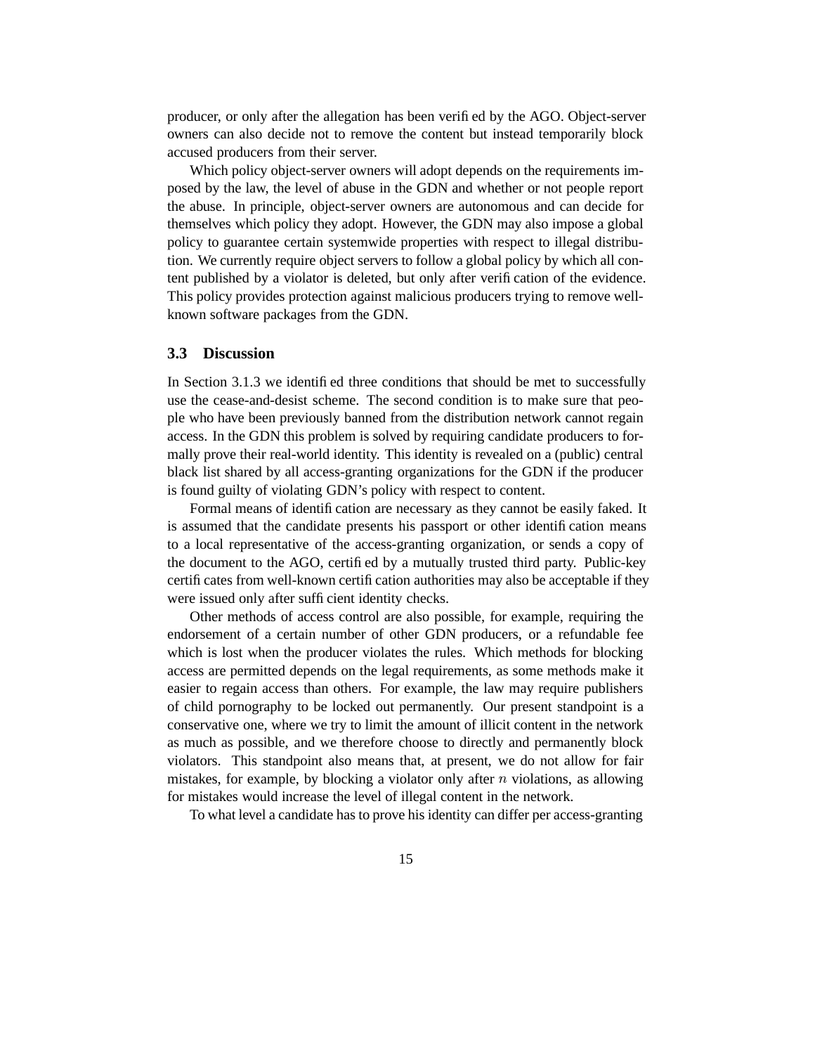producer, or only after the allegation has been verified by the AGO. Object-server owners can also decide not to remove the content but instead temporarily block accused producers from their server.

Which policy object-server owners will adopt depends on the requirements imposed by the law, the level of abuse in the GDN and whether or not people report the abuse. In principle, object-server owners are autonomous and can decide for themselves which policy they adopt. However, the GDN may also impose a global policy to guarantee certain systemwide properties with respect to illegal distribution. We currently require object servers to follow a global policy by which all content published by a violator is deleted, but only after verification of the evidence. This policy provides protection against malicious producers trying to remove well-known software packages from the GDN.

### 3.3 Discussion

In Section 3.1.3 we identified three conditions that should be met to successfully use the cease-and-desist scheme. The second condition is to make sure that people who have been previously banned from the distribution network cannot regain access. In the GDN this problem is solved by requiring candidate producers to formally prove their real-world identity. This identity is revealed on a (public) central black list shared by all access-granting organizations for the GDN if the producer is found guilty of violating GDN's policy with respect to content.

Formal means of identification are necessary as they cannot be easily faked. It is assumed that the candidate presents his passport or other identification means to a local representative of the access-granting organization, or sends a copy of the document to the AGO, certified by a mutually trusted third party. Public-key certificates from well-known certification authorities may also be acceptable if they were issued only after sufficient identity checks.

Other methods of access control are also possible, for example, requiring the endorsement of a certain number of other GDN producers, or a refundable fee which is lost when the producer violates the rules. Which methods for blocking access are permitted depends on the legal requirements, as some methods make it easier to regain access than others. For example, the law may require publishers of child pornography to be locked out permanently. Our present standpoint is a conservative one, where we try to limit the amount of illicit content in the network as much as possible, and we therefore choose to directly and permanently block violators. This standpoint also means that, at present, we do not allow for fair mistakes, for example, by blocking a violator only after $n$ violations, as allowing for mistakes would increase the level of illegal content in the network.

To what level a candidate has to prove his identity can differ per access-granting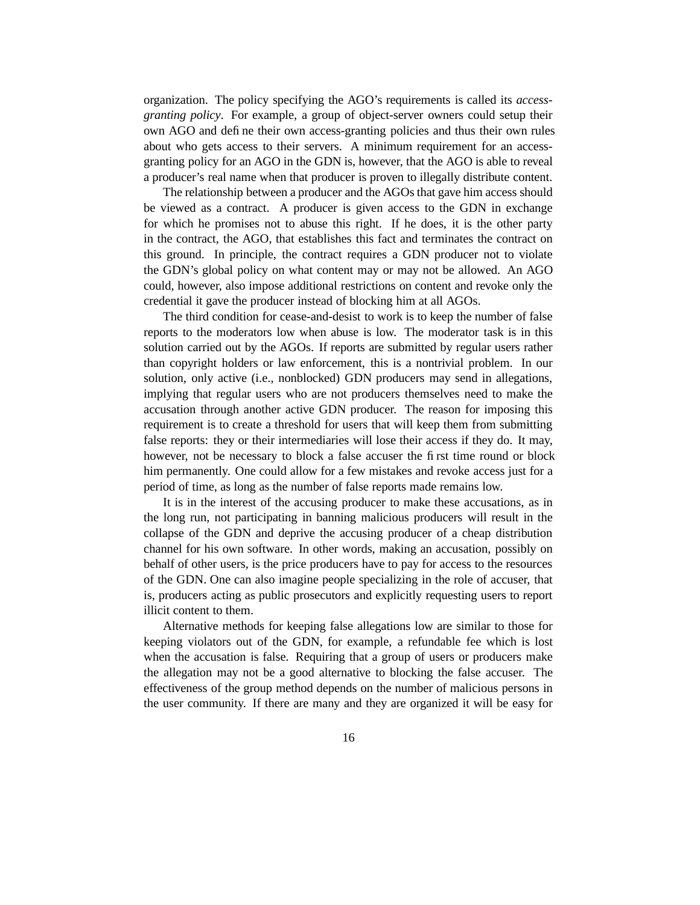organization. The policy specifying the AGO's requirements is called its *access-granting policy*. For example, a group of object-server owners could setup their own AGO and define their own access-granting policies and thus their own rules about who gets access to their servers. A minimum requirement for an access-granting policy for an AGO in the GDN is, however, that the AGO is able to reveal a producer's real name when that producer is proven to illegally distribute content.

The relationship between a producer and the AGOs that gave him access should be viewed as a contract. A producer is given access to the GDN in exchange for which he promises not to abuse this right. If he does, it is the other party in the contract, the AGO, that establishes this fact and terminates the contract on this ground. In principle, the contract requires a GDN producer not to violate the GDN's global policy on what content may or may not be allowed. An AGO could, however, also impose additional restrictions on content and revoke only the credential it gave the producer instead of blocking him at all AGOs.

The third condition for cease-and-desist to work is to keep the number of false reports to the moderators low when abuse is low. The moderator task is in this solution carried out by the AGOs. If reports are submitted by regular users rather than copyright holders or law enforcement, this is a nontrivial problem. In our solution, only active (i.e., nonblocked) GDN producers may send in allegations, implying that regular users who are not producers themselves need to make the accusation through another active GDN producer. The reason for imposing this requirement is to create a threshold for users that will keep them from submitting false reports: they or their intermediaries will lose their access if they do. It may, however, not be necessary to block a false accuser the first time round or block him permanently. One could allow for a few mistakes and revoke access just for a period of time, as long as the number of false reports made remains low.

It is in the interest of the accusing producer to make these accusations, as in the long run, not participating in banning malicious producers will result in the collapse of the GDN and deprive the accusing producer of a cheap distribution channel for his own software. In other words, making an accusation, possibly on behalf of other users, is the price producers have to pay for access to the resources of the GDN. One can also imagine people specializing in the role of accuser, that is, producers acting as public prosecutors and explicitly requesting users to report illicit content to them.

Alternative methods for keeping false allegations low are similar to those for keeping violators out of the GDN, for example, a refundable fee which is lost when the accusation is false. Requiring that a group of users or producers make the allegation may not be a good alternative to blocking the false accuser. The effectiveness of the group method depends on the number of malicious persons in the user community. If there are many and they are organized it will be easy for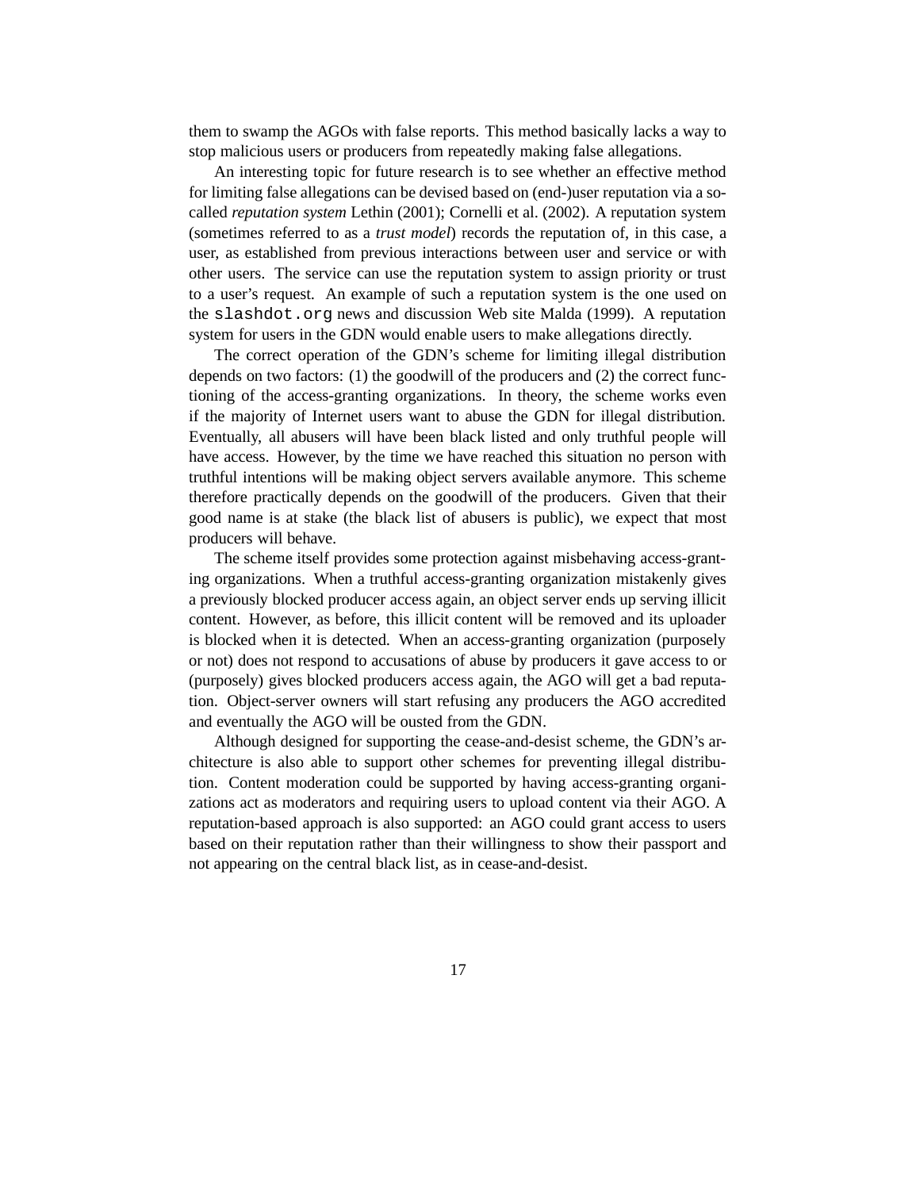them to swamp the AGOs with false reports. This method basically lacks a way to stop malicious users or producers from repeatedly making false allegations.

An interesting topic for future research is to see whether an effective method for limiting false allegations can be devised based on (end-)user reputation via a so-called *reputation system* Lethin (2001); Cornelli et al. (2002). A reputation system (sometimes referred to as a *trust model*) records the reputation of, in this case, a user, as established from previous interactions between user and service or with other users. The service can use the reputation system to assign priority or trust to a user's request. An example of such a reputation system is the one used on the `slashdot.org` news and discussion Web site Malda (1999). A reputation system for users in the GDN would enable users to make allegations directly.

The correct operation of the GDN's scheme for limiting illegal distribution depends on two factors: (1) the goodwill of the producers and (2) the correct functioning of the access-granting organizations. In theory, the scheme works even if the majority of Internet users want to abuse the GDN for illegal distribution. Eventually, all abusers will have been black listed and only truthful people will have access. However, by the time we have reached this situation no person with truthful intentions will be making object servers available anymore. This scheme therefore practically depends on the goodwill of the producers. Given that their good name is at stake (the black list of abusers is public), we expect that most producers will behave.

The scheme itself provides some protection against misbehaving access-granting organizations. When a truthful access-granting organization mistakenly gives a previously blocked producer access again, an object server ends up serving illicit content. However, as before, this illicit content will be removed and its uploader is blocked when it is detected. When an access-granting organization (purposely or not) does not respond to accusations of abuse by producers it gave access to or (purposely) gives blocked producers access again, the AGO will get a bad reputation. Object-server owners will start refusing any producers the AGO accredited and eventually the AGO will be ousted from the GDN.

Although designed for supporting the cease-and-desist scheme, the GDN's architecture is also able to support other schemes for preventing illegal distribution. Content moderation could be supported by having access-granting organizations act as moderators and requiring users to upload content via their AGO. A reputation-based approach is also supported: an AGO could grant access to users based on their reputation rather than their willingness to show their passport and not appearing on the central black list, as in cease-and-desist.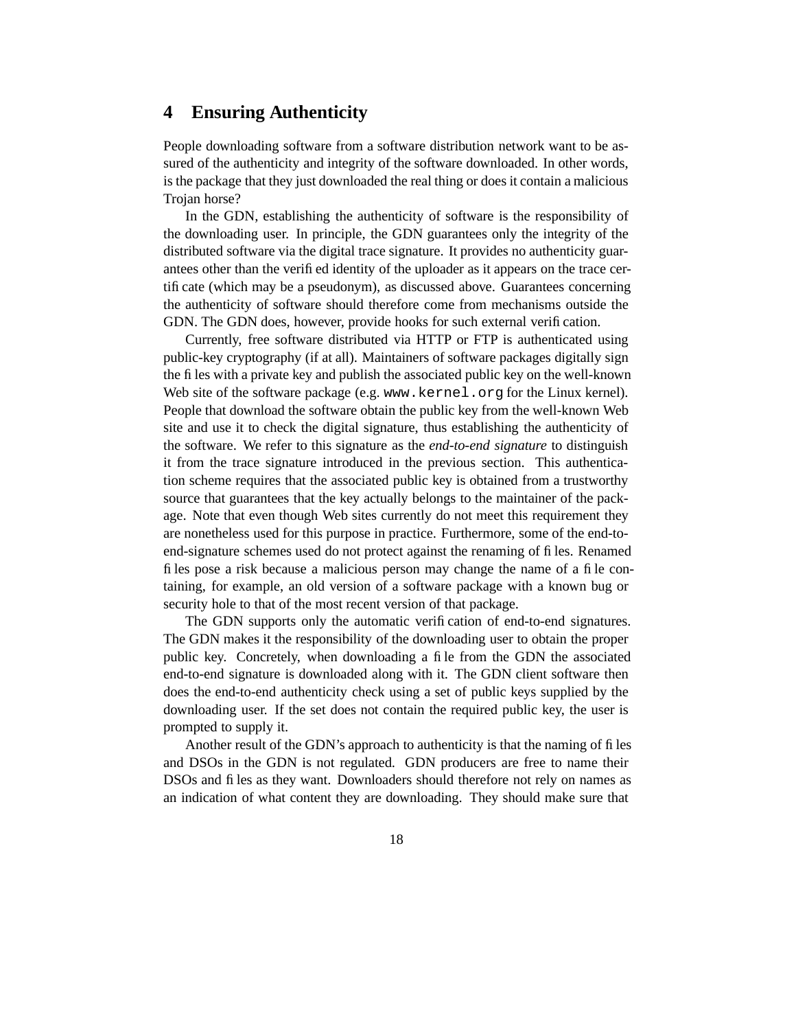## 4 Ensuring Authenticity

People downloading software from a software distribution network want to be assured of the authenticity and integrity of the software downloaded. In other words, is the package that they just downloaded the real thing or does it contain a malicious Trojan horse?

In the GDN, establishing the authenticity of software is the responsibility of the downloading user. In principle, the GDN guarantees only the integrity of the distributed software via the digital trace signature. It provides no authenticity guarantees other than the verified identity of the uploader as it appears on the trace certificate (which may be a pseudonym), as discussed above. Guarantees concerning the authenticity of software should therefore come from mechanisms outside the GDN. The GDN does, however, provide hooks for such external verification.

Currently, free software distributed via HTTP or FTP is authenticated using public-key cryptography (if at all). Maintainers of software packages digitally sign the files with a private key and publish the associated public key on the well-known Web site of the software package (e.g. `www.kernel.org` for the Linux kernel). People that download the software obtain the public key from the well-known Web site and use it to check the digital signature, thus establishing the authenticity of the software. We refer to this signature as the *end-to-end signature* to distinguish it from the trace signature introduced in the previous section. This authentication scheme requires that the associated public key is obtained from a trustworthy source that guarantees that the key actually belongs to the maintainer of the package. Note that even though Web sites currently do not meet this requirement they are nonetheless used for this purpose in practice. Furthermore, some of the end-to-end-signature schemes used do not protect against the renaming of files. Renamed files pose a risk because a malicious person may change the name of a file containing, for example, an old version of a software package with a known bug or security hole to that of the most recent version of that package.

The GDN supports only the automatic verification of end-to-end signatures. The GDN makes it the responsibility of the downloading user to obtain the proper public key. Concretely, when downloading a file from the GDN the associated end-to-end signature is downloaded along with it. The GDN client software then does the end-to-end authenticity check using a set of public keys supplied by the downloading user. If the set does not contain the required public key, the user is prompted to supply it.

Another result of the GDN's approach to authenticity is that the naming of files and DSOs in the GDN is not regulated. GDN producers are free to name their DSOs and files as they want. Downloaders should therefore not rely on names as an indication of what content they are downloading. They should make sure that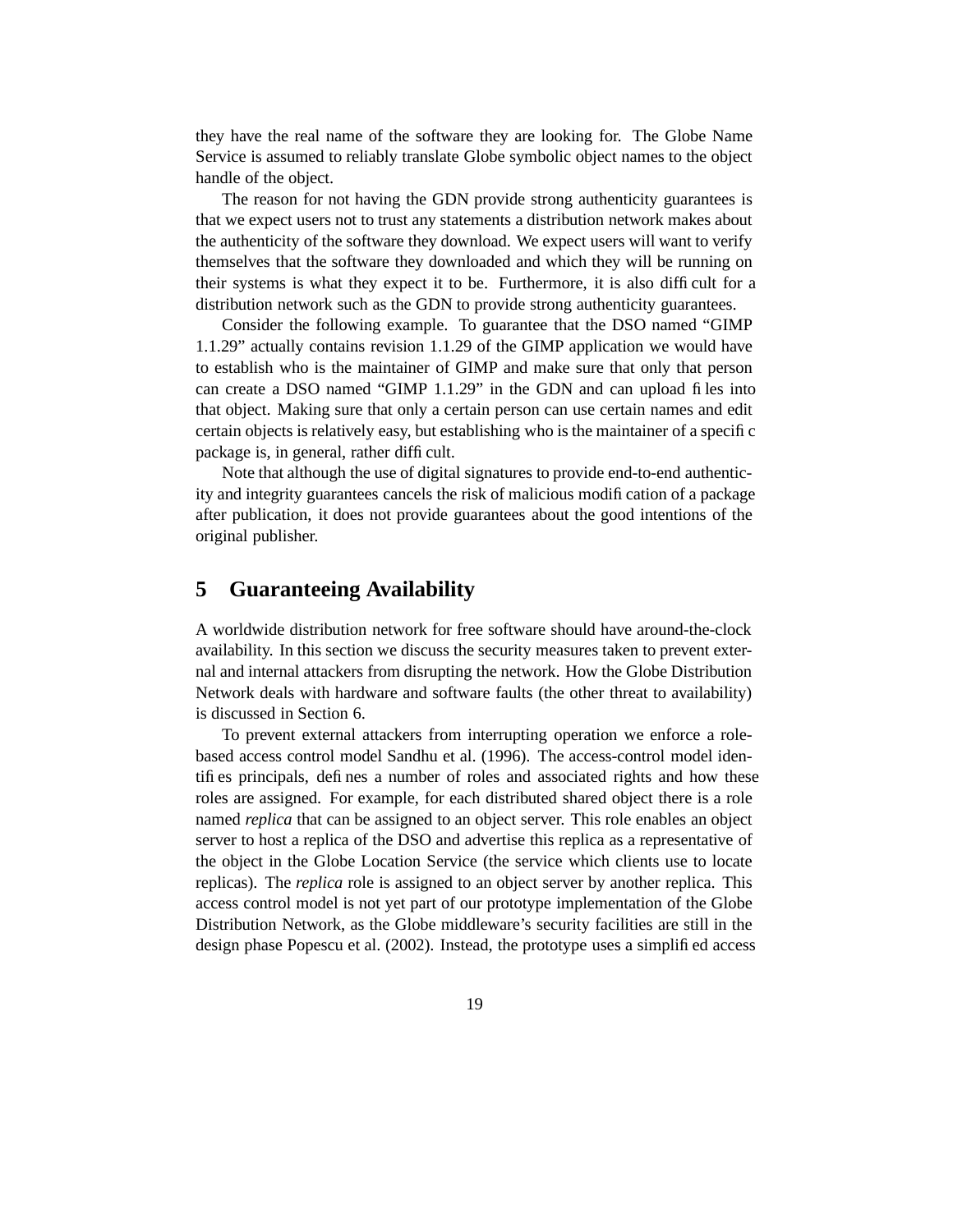they have the real name of the software they are looking for. The Globe Name Service is assumed to reliably translate Globe symbolic object names to the object handle of the object.

The reason for not having the GDN provide strong authenticity guarantees is that we expect users not to trust any statements a distribution network makes about the authenticity of the software they download. We expect users will want to verify themselves that the software they downloaded and which they will be running on their systems is what they expect it to be. Furthermore, it is also difficult for a distribution network such as the GDN to provide strong authenticity guarantees.

Consider the following example. To guarantee that the DSO named "GIMP 1.1.29" actually contains revision 1.1.29 of the GIMP application we would have to establish who is the maintainer of GIMP and make sure that only that person can create a DSO named "GIMP 1.1.29" in the GDN and can upload files into that object. Making sure that only a certain person can use certain names and edit certain objects is relatively easy, but establishing who is the maintainer of a specific package is, in general, rather difficult.

Note that although the use of digital signatures to provide end-to-end authenticity and integrity guarantees cancels the risk of malicious modification of a package after publication, it does not provide guarantees about the good intentions of the original publisher.

## 5 Guaranteeing Availability

A worldwide distribution network for free software should have around-the-clock availability. In this section we discuss the security measures taken to prevent external and internal attackers from disrupting the network. How the Globe Distribution Network deals with hardware and software faults (the other threat to availability) is discussed in Section 6.

To prevent external attackers from interrupting operation we enforce a role-based access control model Sandhu et al. (1996). The access-control model identifies principals, defines a number of roles and associated rights and how these roles are assigned. For example, for each distributed shared object there is a role named *replica* that can be assigned to an object server. This role enables an object server to host a replica of the DSO and advertise this replica as a representative of the object in the Globe Location Service (the service which clients use to locate replicas). The *replica* role is assigned to an object server by another replica. This access control model is not yet part of our prototype implementation of the Globe Distribution Network, as the Globe middleware's security facilities are still in the design phase Popescu et al. (2002). Instead, the prototype uses a simplified access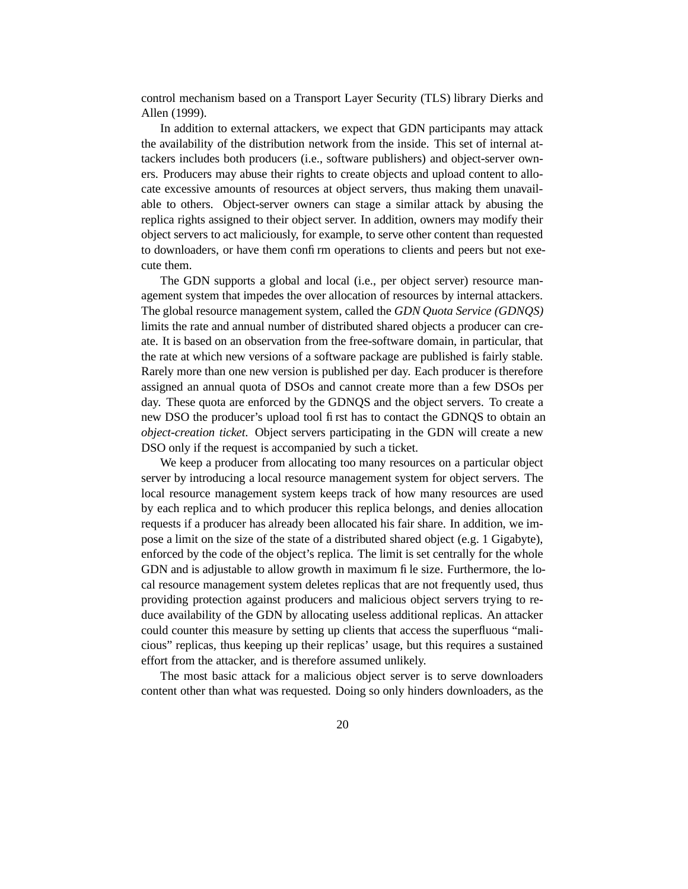control mechanism based on a Transport Layer Security (TLS) library Dierks and Allen (1999).

In addition to external attackers, we expect that GDN participants may attack the availability of the distribution network from the inside. This set of internal attackers includes both producers (i.e., software publishers) and object-server owners. Producers may abuse their rights to create objects and upload content to allocate excessive amounts of resources at object servers, thus making them unavailable to others. Object-server owners can stage a similar attack by abusing the replica rights assigned to their object server. In addition, owners may modify their object servers to act maliciously, for example, to serve other content than requested to downloaders, or have them confirm operations to clients and peers but not execute them.

The GDN supports a global and local (i.e., per object server) resource management system that impedes the over allocation of resources by internal attackers. The global resource management system, called the *GDN Quota Service (GDNQS)* limits the rate and annual number of distributed shared objects a producer can create. It is based on an observation from the free-software domain, in particular, that the rate at which new versions of a software package are published is fairly stable. Rarely more than one new version is published per day. Each producer is therefore assigned an annual quota of DSOs and cannot create more than a few DSOs per day. These quota are enforced by the GDNQS and the object servers. To create a new DSO the producer's upload tool first has to contact the GDNQS to obtain an *object-creation ticket*. Object servers participating in the GDN will create a new DSO only if the request is accompanied by such a ticket.

We keep a producer from allocating too many resources on a particular object server by introducing a local resource management system for object servers. The local resource management system keeps track of how many resources are used by each replica and to which producer this replica belongs, and denies allocation requests if a producer has already been allocated his fair share. In addition, we impose a limit on the size of the state of a distributed shared object (e.g. 1 Gigabyte), enforced by the code of the object's replica. The limit is set centrally for the whole GDN and is adjustable to allow growth in maximum file size. Furthermore, the local resource management system deletes replicas that are not frequently used, thus providing protection against producers and malicious object servers trying to reduce availability of the GDN by allocating useless additional replicas. An attacker could counter this measure by setting up clients that access the superfluous "malicious" replicas, thus keeping up their replicas' usage, but this requires a sustained effort from the attacker, and is therefore assumed unlikely.

The most basic attack for a malicious object server is to serve downloaders content other than what was requested. Doing so only hinders downloaders, as the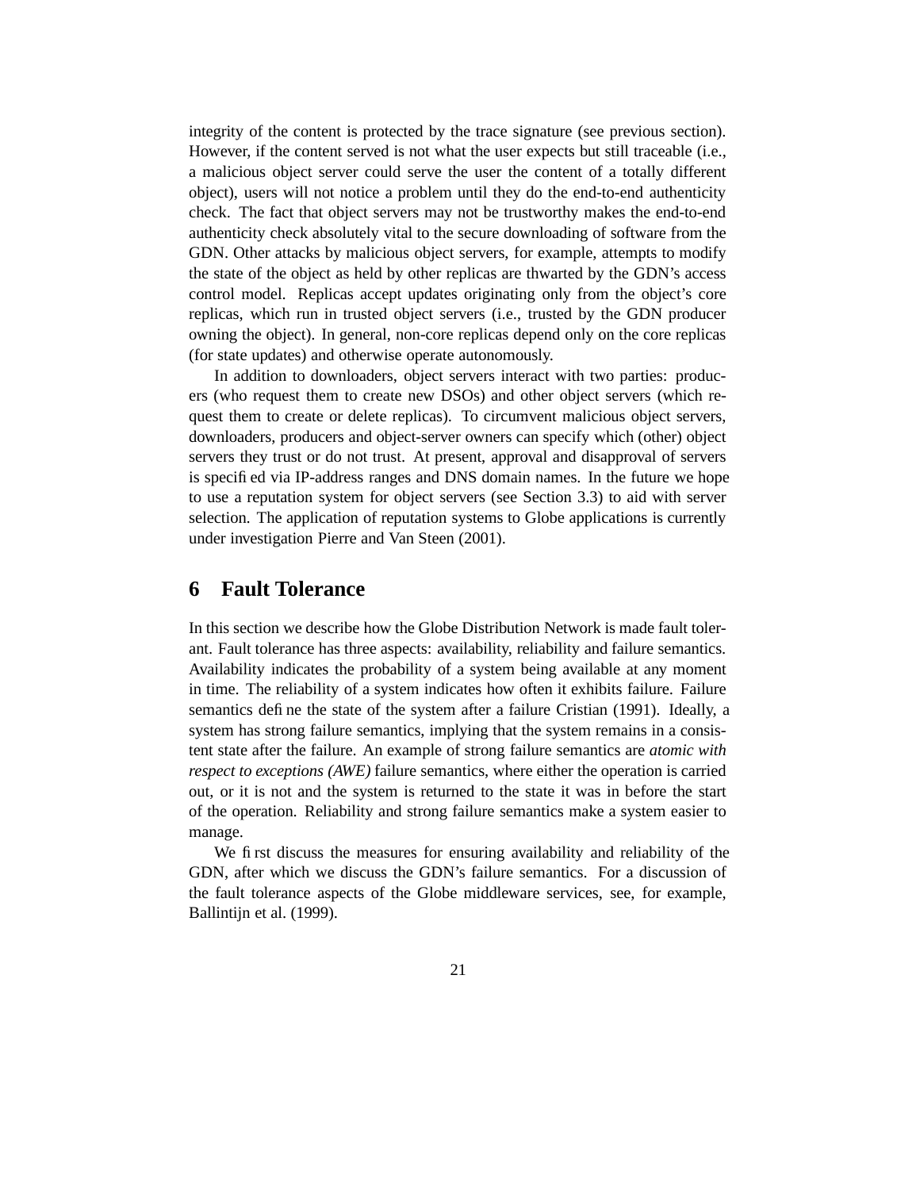integrity of the content is protected by the trace signature (see previous section). However, if the content served is not what the user expects but still traceable (i.e., a malicious object server could serve the user the content of a totally different object), users will not notice a problem until they do the end-to-end authenticity check. The fact that object servers may not be trustworthy makes the end-to-end authenticity check absolutely vital to the secure downloading of software from the GDN. Other attacks by malicious object servers, for example, attempts to modify the state of the object as held by other replicas are thwarted by the GDN's access control model. Replicas accept updates originating only from the object's core replicas, which run in trusted object servers (i.e., trusted by the GDN producer owning the object). In general, non-core replicas depend only on the core replicas (for state updates) and otherwise operate autonomously.

In addition to downloaders, object servers interact with two parties: producers (who request them to create new DSOs) and other object servers (which request them to create or delete replicas). To circumvent malicious object servers, downloaders, producers and object-server owners can specify which (other) object servers they trust or do not trust. At present, approval and disapproval of servers is specified via IP-address ranges and DNS domain names. In the future we hope to use a reputation system for object servers (see Section 3.3) to aid with server selection. The application of reputation systems to Globe applications is currently under investigation Pierre and Van Steen (2001).

# 6 Fault Tolerance

In this section we describe how the Globe Distribution Network is made fault tolerant. Fault tolerance has three aspects: availability, reliability and failure semantics. Availability indicates the probability of a system being available at any moment in time. The reliability of a system indicates how often it exhibits failure. Failure semantics define the state of the system after a failure Cristian (1991). Ideally, a system has strong failure semantics, implying that the system remains in a consistent state after the failure. An example of strong failure semantics are *atomic with respect to exceptions (AWE)* failure semantics, where either the operation is carried out, or it is not and the system is returned to the state it was in before the start of the operation. Reliability and strong failure semantics make a system easier to manage.

We first discuss the measures for ensuring availability and reliability of the GDN, after which we discuss the GDN's failure semantics. For a discussion of the fault tolerance aspects of the Globe middleware services, see, for example, Ballintijn et al. (1999).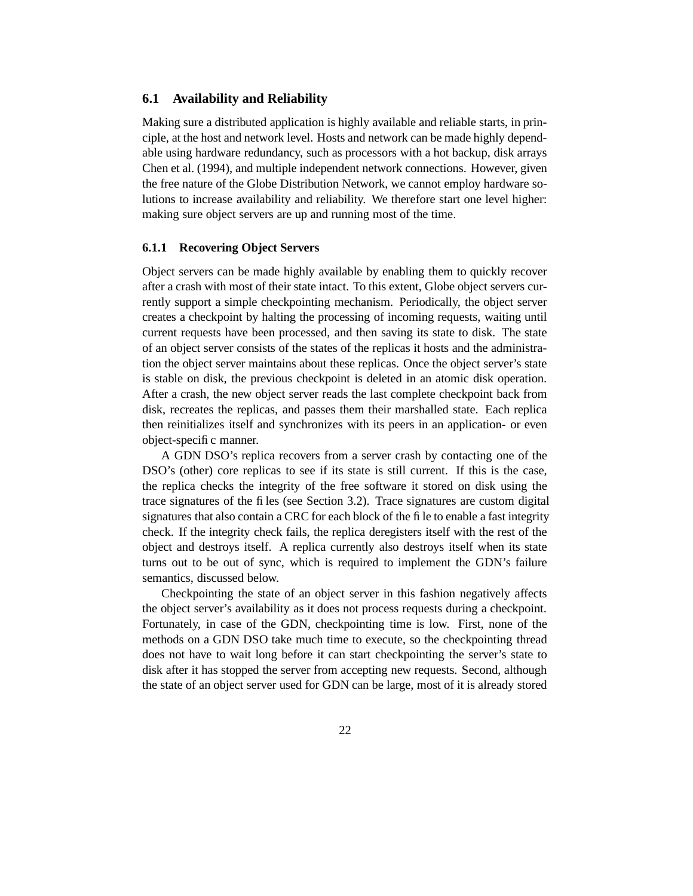## 6.1 Availability and Reliability

Making sure a distributed application is highly available and reliable starts, in principle, at the host and network level. Hosts and network can be made highly dependable using hardware redundancy, such as processors with a hot backup, disk arrays Chen et al. (1994), and multiple independent network connections. However, given the free nature of the Globe Distribution Network, we cannot employ hardware solutions to increase availability and reliability. We therefore start one level higher: making sure object servers are up and running most of the time.

### 6.1.1 Recovering Object Servers

Object servers can be made highly available by enabling them to quickly recover after a crash with most of their state intact. To this extent, Globe object servers currently support a simple checkpointing mechanism. Periodically, the object server creates a checkpoint by halting the processing of incoming requests, waiting until current requests have been processed, and then saving its state to disk. The state of an object server consists of the states of the replicas it hosts and the administration the object server maintains about these replicas. Once the object server's state is stable on disk, the previous checkpoint is deleted in an atomic disk operation. After a crash, the new object server reads the last complete checkpoint back from disk, recreates the replicas, and passes them their marshalled state. Each replica then reinitializes itself and synchronizes with its peers in an application- or even object-specific manner.

A GDN DSO's replica recovers from a server crash by contacting one of the DSO's (other) core replicas to see if its state is still current. If this is the case, the replica checks the integrity of the free software it stored on disk using the trace signatures of the files (see Section 3.2). Trace signatures are custom digital signatures that also contain a CRC for each block of the file to enable a fast integrity check. If the integrity check fails, the replica deregisters itself with the rest of the object and destroys itself. A replica currently also destroys itself when its state turns out to be out of sync, which is required to implement the GDN's failure semantics, discussed below.

Checkpointing the state of an object server in this fashion negatively affects the object server's availability as it does not process requests during a checkpoint. Fortunately, in case of the GDN, checkpointing time is low. First, none of the methods on a GDN DSO take much time to execute, so the checkpointing thread does not have to wait long before it can start checkpointing the server's state to disk after it has stopped the server from accepting new requests. Second, although the state of an object server used for GDN can be large, most of it is already stored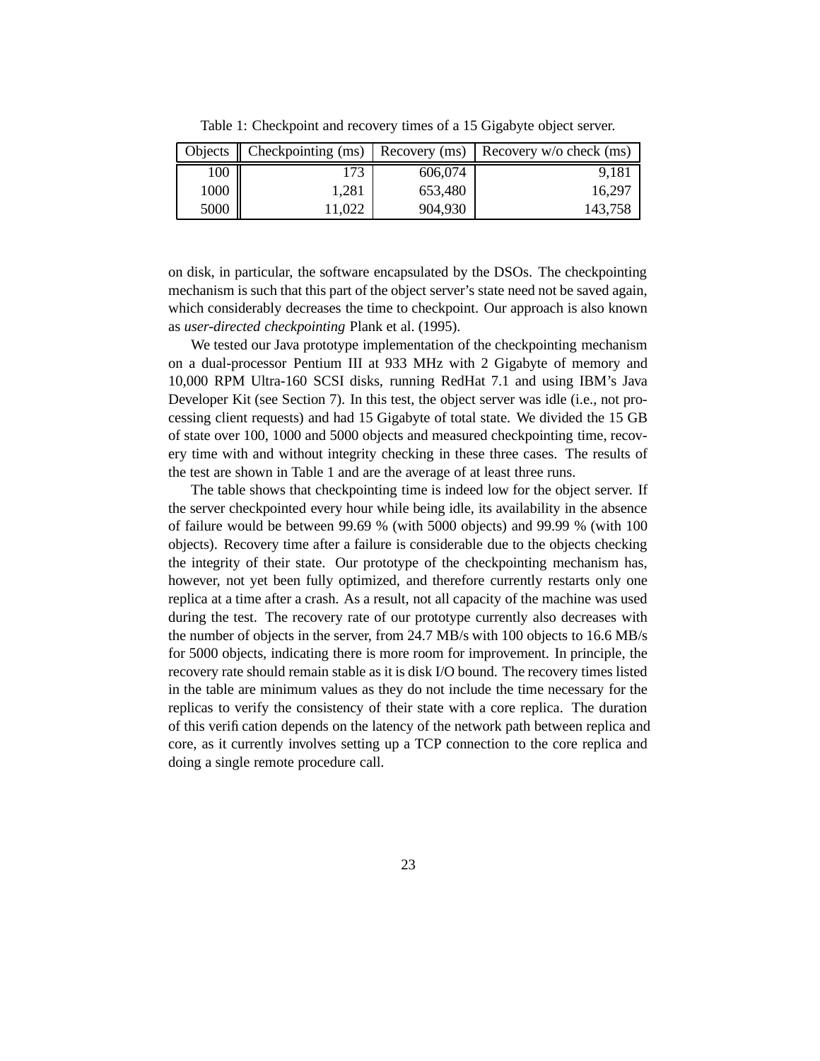Table 1: Checkpoint and recovery times of a 15 Gigabyte object server.

| Objects | Checkpointing (ms) | Recovery (ms) | Recovery w/o check (ms) |
|---|---|---|---|
| 100 | 173 | 606,074 | 9,181 |
| 1000 | 1,281 | 653,480 | 16,297 |
| 5000 | 11,022 | 904,930 | 143,758 |

on disk, in particular, the software encapsulated by the DSOs. The checkpointing mechanism is such that this part of the object server's state need not be saved again, which considerably decreases the time to checkpoint. Our approach is also known as *user-directed checkpointing* Plank et al. (1995).

We tested our Java prototype implementation of the checkpointing mechanism on a dual-processor Pentium III at 933 MHz with 2 Gigabyte of memory and 10,000 RPM Ultra-160 SCSI disks, running RedHat 7.1 and using IBM's Java Developer Kit (see Section 7). In this test, the object server was idle (i.e., not processing client requests) and had 15 Gigabyte of total state. We divided the 15 GB of state over 100, 1000 and 5000 objects and measured checkpointing time, recovery time with and without integrity checking in these three cases. The results of the test are shown in Table 1 and are the average of at least three runs.

The table shows that checkpointing time is indeed low for the object server. If the server checkpointed every hour while being idle, its availability in the absence of failure would be between 99.69 % (with 5000 objects) and 99.99 % (with 100 objects). Recovery time after a failure is considerable due to the objects checking the integrity of their state. Our prototype of the checkpointing mechanism has, however, not yet been fully optimized, and therefore currently restarts only one replica at a time after a crash. As a result, not all capacity of the machine was used during the test. The recovery rate of our prototype currently also decreases with the number of objects in the server, from 24.7 MB/s with 100 objects to 16.6 MB/s for 5000 objects, indicating there is more room for improvement. In principle, the recovery rate should remain stable as it is disk I/O bound. The recovery times listed in the table are minimum values as they do not include the time necessary for the replicas to verify the consistency of their state with a core replica. The duration of this verification depends on the latency of the network path between replica and core, as it currently involves setting up a TCP connection to the core replica and doing a single remote procedure call.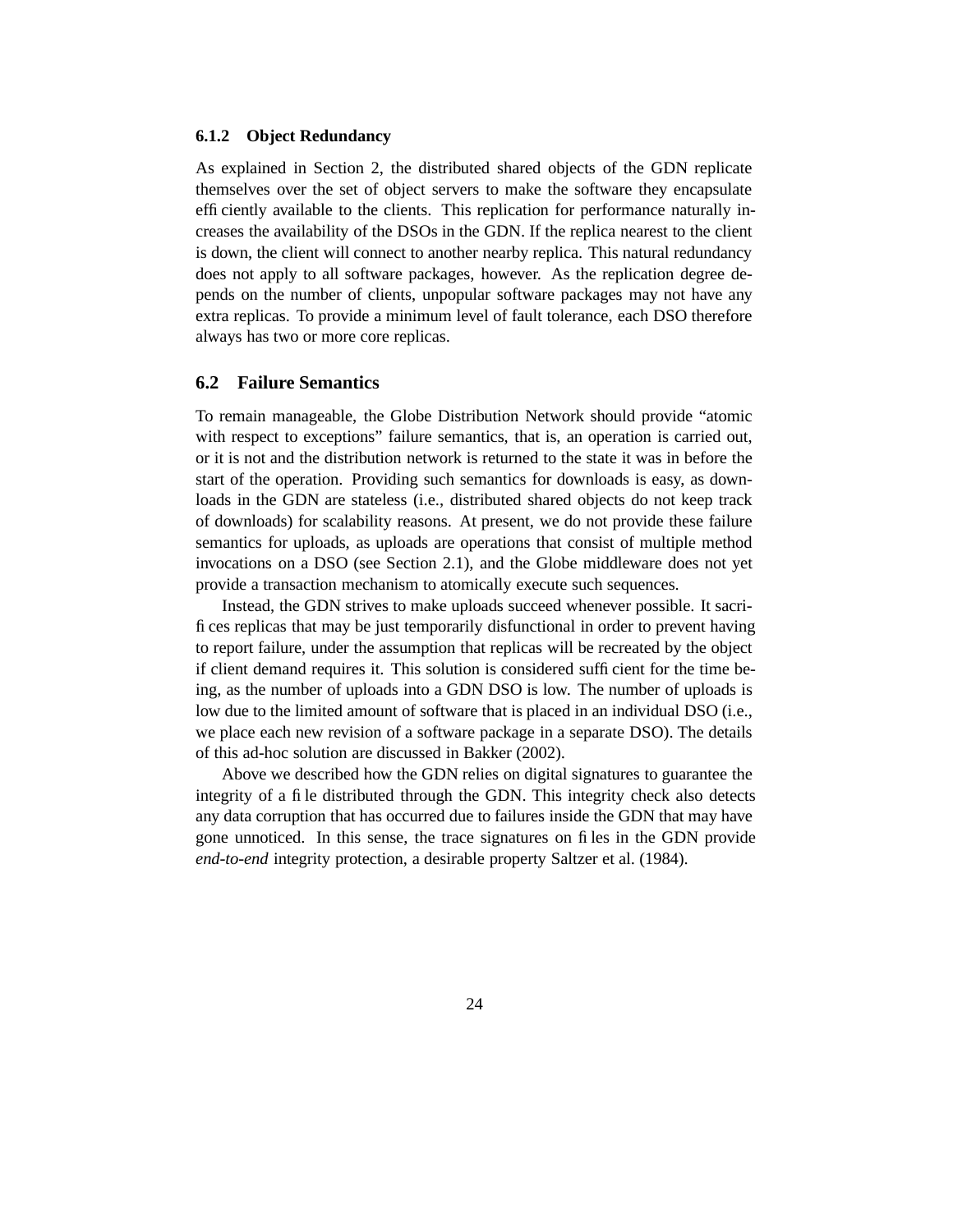### 6.1.2 Object Redundancy

As explained in Section 2, the distributed shared objects of the GDN replicate themselves over the set of object servers to make the software they encapsulate efficiently available to the clients. This replication for performance naturally increases the availability of the DSOs in the GDN. If the replica nearest to the client is down, the client will connect to another nearby replica. This natural redundancy does not apply to all software packages, however. As the replication degree depends on the number of clients, unpopular software packages may not have any extra replicas. To provide a minimum level of fault tolerance, each DSO therefore always has two or more core replicas.

## 6.2 Failure Semantics

To remain manageable, the Globe Distribution Network should provide "atomic with respect to exceptions" failure semantics, that is, an operation is carried out, or it is not and the distribution network is returned to the state it was in before the start of the operation. Providing such semantics for downloads is easy, as downloads in the GDN are stateless (i.e., distributed shared objects do not keep track of downloads) for scalability reasons. At present, we do not provide these failure semantics for uploads, as uploads are operations that consist of multiple method invocations on a DSO (see Section 2.1), and the Globe middleware does not yet provide a transaction mechanism to atomically execute such sequences.

Instead, the GDN strives to make uploads succeed whenever possible. It sacrifices replicas that may be just temporarily disfunctional in order to prevent having to report failure, under the assumption that replicas will be recreated by the object if client demand requires it. This solution is considered sufficient for the time being, as the number of uploads into a GDN DSO is low. The number of uploads is low due to the limited amount of software that is placed in an individual DSO (i.e., we place each new revision of a software package in a separate DSO). The details of this ad-hoc solution are discussed in Bakker (2002).

Above we described how the GDN relies on digital signatures to guarantee the integrity of a file distributed through the GDN. This integrity check also detects any data corruption that has occurred due to failures inside the GDN that may have gone unnoticed. In this sense, the trace signatures on files in the GDN provide *end-to-end* integrity protection, a desirable property Saltzer et al. (1984).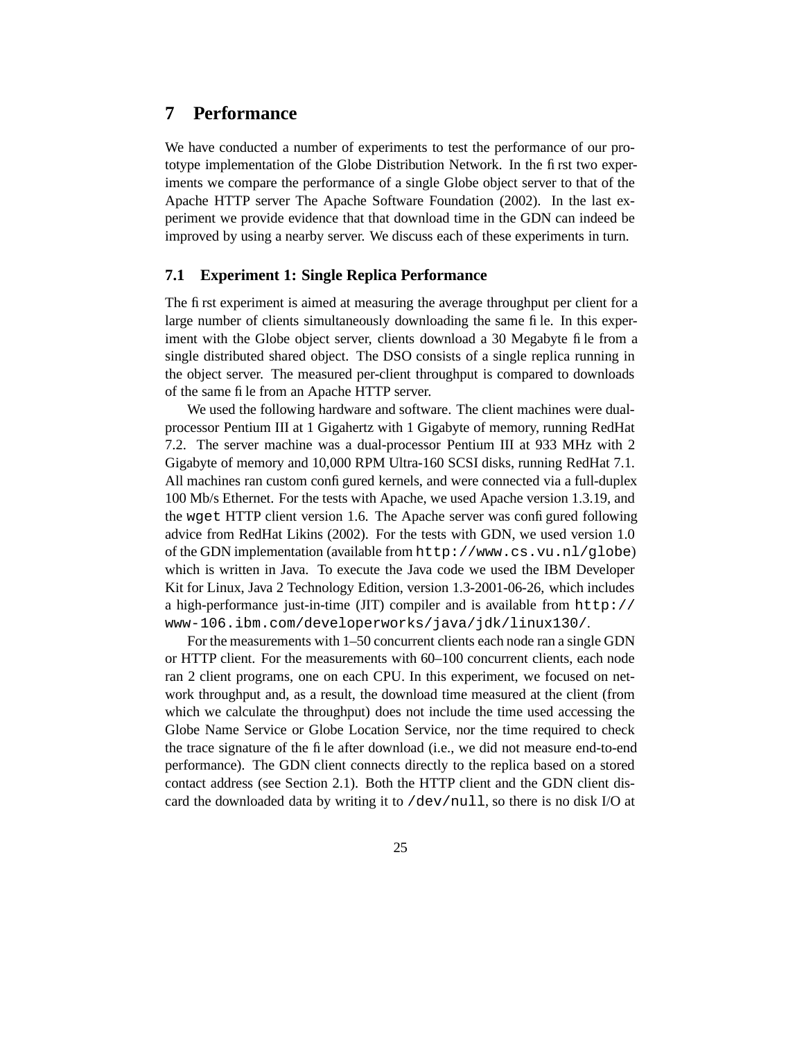# 7 Performance

We have conducted a number of experiments to test the performance of our prototype implementation of the Globe Distribution Network. In the first two experiments we compare the performance of a single Globe object server to that of the Apache HTTP server The Apache Software Foundation (2002). In the last experiment we provide evidence that that download time in the GDN can indeed be improved by using a nearby server. We discuss each of these experiments in turn.

## 7.1 Experiment 1: Single Replica Performance

The first experiment is aimed at measuring the average throughput per client for a large number of clients simultaneously downloading the same file. In this experiment with the Globe object server, clients download a 30 Megabyte file from a single distributed shared object. The DSO consists of a single replica running in the object server. The measured per-client throughput is compared to downloads of the same file from an Apache HTTP server.

We used the following hardware and software. The client machines were dual-processor Pentium III at 1 Gigahertz with 1 Gigabyte of memory, running RedHat 7.2. The server machine was a dual-processor Pentium III at 933 MHz with 2 Gigabyte of memory and 10,000 RPM Ultra-160 SCSI disks, running RedHat 7.1. All machines ran custom configured kernels, and were connected via a full-duplex 100 Mb/s Ethernet. For the tests with Apache, we used Apache version 1.3.19, and the `wget` HTTP client version 1.6. The Apache server was configured following advice from RedHat Likins (2002). For the tests with GDN, we used version 1.0 of the GDN implementation (available from `http://www.cs.vu.nl/globe`) which is written in Java. To execute the Java code we used the IBM Developer Kit for Linux, Java 2 Technology Edition, version 1.3-2001-06-26, which includes a high-performance just-in-time (JIT) compiler and is available from `http://www-106.ibm.com/developerworks/java/jdk/linux130/`.

For the measurements with 1–50 concurrent clients each node ran a single GDN or HTTP client. For the measurements with 60–100 concurrent clients, each node ran 2 client programs, one on each CPU. In this experiment, we focused on network throughput and, as a result, the download time measured at the client (from which we calculate the throughput) does not include the time used accessing the Globe Name Service or Globe Location Service, nor the time required to check the trace signature of the file after download (i.e., we did not measure end-to-end performance). The GDN client connects directly to the replica based on a stored contact address (see Section 2.1). Both the HTTP client and the GDN client discard the downloaded data by writing it to `/dev/null`, so there is no disk I/O at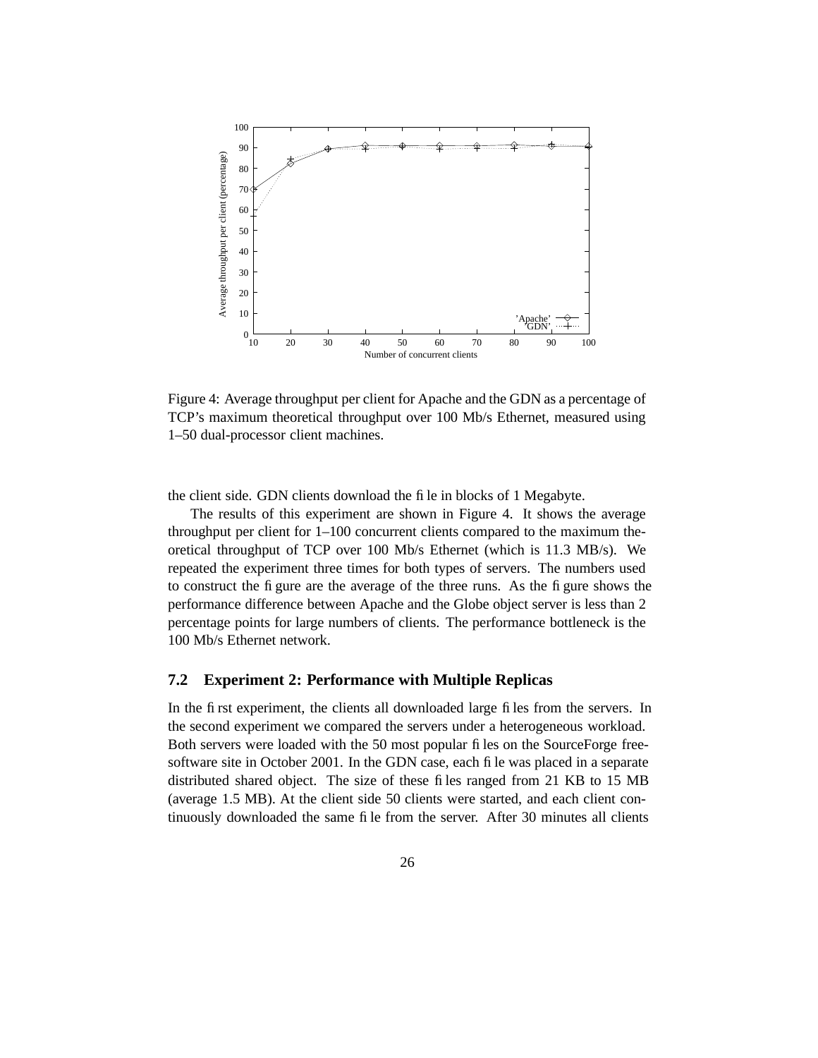Figure 4: Average throughput per client for Apache and the GDN as a percentage of TCP's maximum theoretical throughput over 100 Mb/s Ethernet, measured using 1–50 dual-processor client machines.

the client side. GDN clients download the file in blocks of 1 Megabyte.

The results of this experiment are shown in Figure 4. It shows the average throughput per client for 1–100 concurrent clients compared to the maximum theoretical throughput of TCP over 100 Mb/s Ethernet (which is 11.3 MB/s). We repeated the experiment three times for both types of servers. The numbers used to construct the figure are the average of the three runs. As the figure shows the performance difference between Apache and the Globe object server is less than 2 percentage points for large numbers of clients. The performance bottleneck is the 100 Mb/s Ethernet network.

### 7.2 Experiment 2: Performance with Multiple Replicas

In the first experiment, the clients all downloaded large files from the servers. In the second experiment we compared the servers under a heterogeneous workload. Both servers were loaded with the 50 most popular files on the SourceForge free-software site in October 2001. In the GDN case, each file was placed in a separate distributed shared object. The size of these files ranged from 21 KB to 15 MB (average 1.5 MB). At the client side 50 clients were started, and each client continuously downloaded the same file from the server. After 30 minutes all clients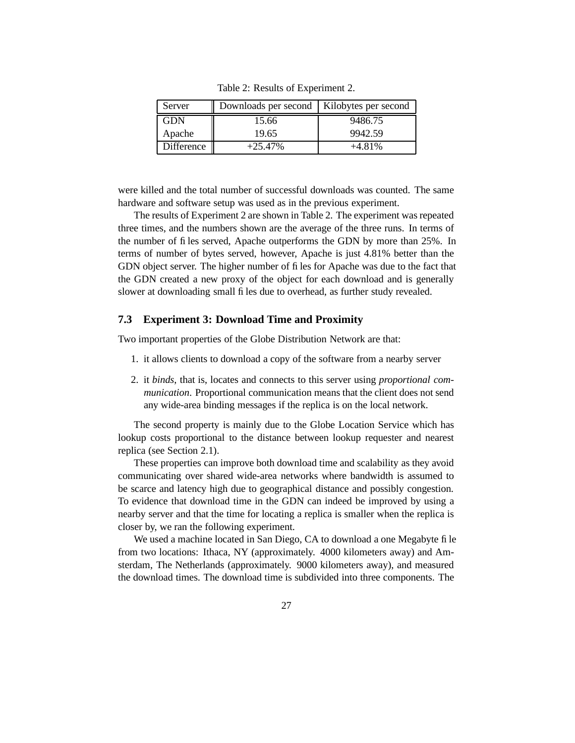Table 2: Results of Experiment 2.

| Server | Downloads per second | Kilobytes per second |
| --- | --- | --- |
| GDN | 15.66 | 9486.75 |
| Apache | 19.65 | 9942.59 |
| Difference | +25.47% | +4.81% |

were killed and the total number of successful downloads was counted. The same hardware and software setup was used as in the previous experiment.

The results of Experiment 2 are shown in Table 2. The experiment was repeated three times, and the numbers shown are the average of the three runs. In terms of the number of files served, Apache outperforms the GDN by more than 25%. In terms of number of bytes served, however, Apache is just 4.81% better than the GDN object server. The higher number of files for Apache was due to the fact that the GDN created a new proxy of the object for each download and is generally slower at downloading small files due to overhead, as further study revealed.

### 7.3 Experiment 3: Download Time and Proximity

Two important properties of the Globe Distribution Network are that:

1. it allows clients to download a copy of the software from a nearby server
2. it *binds*, that is, locates and connects to this server using *proportional communication*. Proportional communication means that the client does not send any wide-area binding messages if the replica is on the local network.

The second property is mainly due to the Globe Location Service which has lookup costs proportional to the distance between lookup requester and nearest replica (see Section 2.1).

These properties can improve both download time and scalability as they avoid communicating over shared wide-area networks where bandwidth is assumed to be scarce and latency high due to geographical distance and possibly congestion. To evidence that download time in the GDN can indeed be improved by using a nearby server and that the time for locating a replica is smaller when the replica is closer by, we ran the following experiment.

We used a machine located in San Diego, CA to download a one Megabyte file from two locations: Ithaca, NY (approximately. 4000 kilometers away) and Amsterdam, The Netherlands (approximately. 9000 kilometers away), and measured the download times. The download time is subdivided into three components. The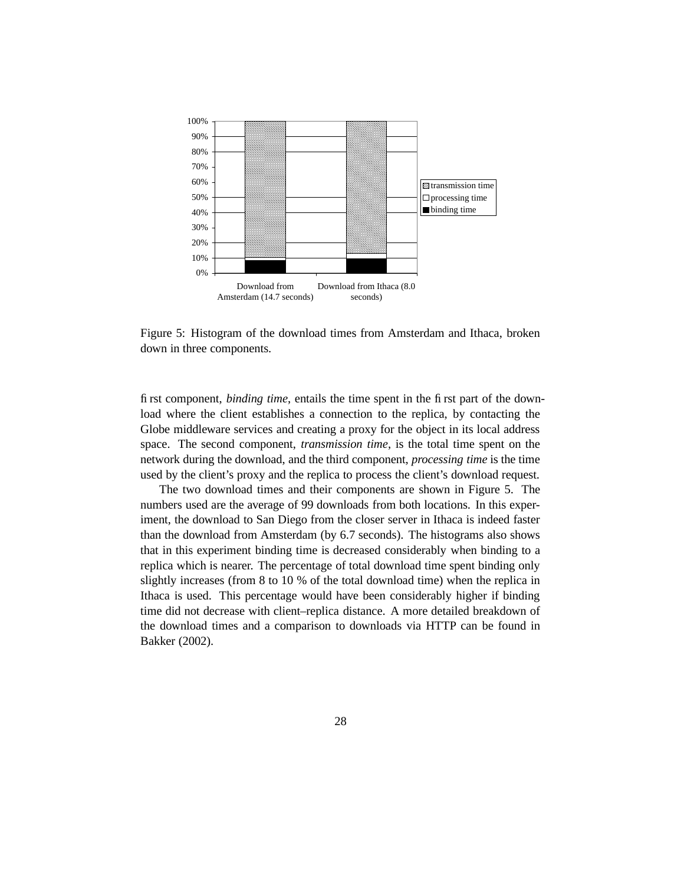Figure 5: Histogram of the download times from Amsterdam and Ithaca, broken down in three components.

first component, *binding time*, entails the time spent in the first part of the download where the client establishes a connection to the replica, by contacting the Globe middleware services and creating a proxy for the object in its local address space. The second component, *transmission time*, is the total time spent on the network during the download, and the third component, *processing time* is the time used by the client's proxy and the replica to process the client's download request.

The two download times and their components are shown in Figure 5. The numbers used are the average of 99 downloads from both locations. In this experiment, the download to San Diego from the closer server in Ithaca is indeed faster than the download from Amsterdam (by 6.7 seconds). The histograms also shows that in this experiment binding time is decreased considerably when binding to a replica which is nearer. The percentage of total download time spent binding only slightly increases (from 8 to 10 % of the total download time) when the replica in Ithaca is used. This percentage would have been considerably higher if binding time did not decrease with client–replica distance. A more detailed breakdown of the download times and a comparison to downloads via HTTP can be found in Bakker (2002).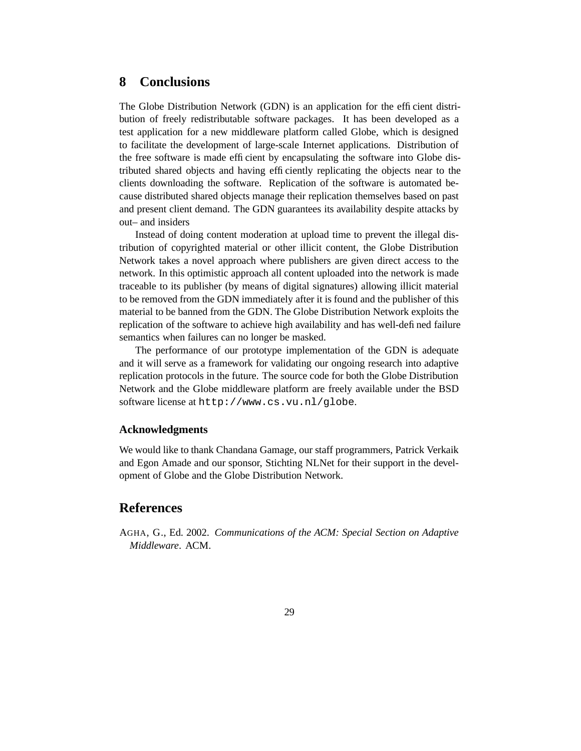# 8 Conclusions

The Globe Distribution Network (GDN) is an application for the efficient distribution of freely redistributable software packages. It has been developed as a test application for a new middleware platform called Globe, which is designed to facilitate the development of large-scale Internet applications. Distribution of the free software is made efficient by encapsulating the software into Globe distributed shared objects and having efficiently replicating the objects near to the clients downloading the software. Replication of the software is automated because distributed shared objects manage their replication themselves based on past and present client demand. The GDN guarantees its availability despite attacks by out– and insiders

Instead of doing content moderation at upload time to prevent the illegal distribution of copyrighted material or other illicit content, the Globe Distribution Network takes a novel approach where publishers are given direct access to the network. In this optimistic approach all content uploaded into the network is made traceable to its publisher (by means of digital signatures) allowing illicit material to be removed from the GDN immediately after it is found and the publisher of this material to be banned from the GDN. The Globe Distribution Network exploits the replication of the software to achieve high availability and has well-defined failure semantics when failures can no longer be masked.

The performance of our prototype implementation of the GDN is adequate and it will serve as a framework for validating our ongoing research into adaptive replication protocols in the future. The source code for both the Globe Distribution Network and the Globe middleware platform are freely available under the BSD software license at `http://www.cs.vu.nl/globe`.

### Acknowledgments

We would like to thank Chandana Gamage, our staff programmers, Patrick Verkaik and Egon Amade and our sponsor, Stichting NLNet for their support in the development of Globe and the Globe Distribution Network.

## References

AGHA, G., Ed. 2002. *Communications of the ACM: Special Section on Adaptive Middleware*. ACM.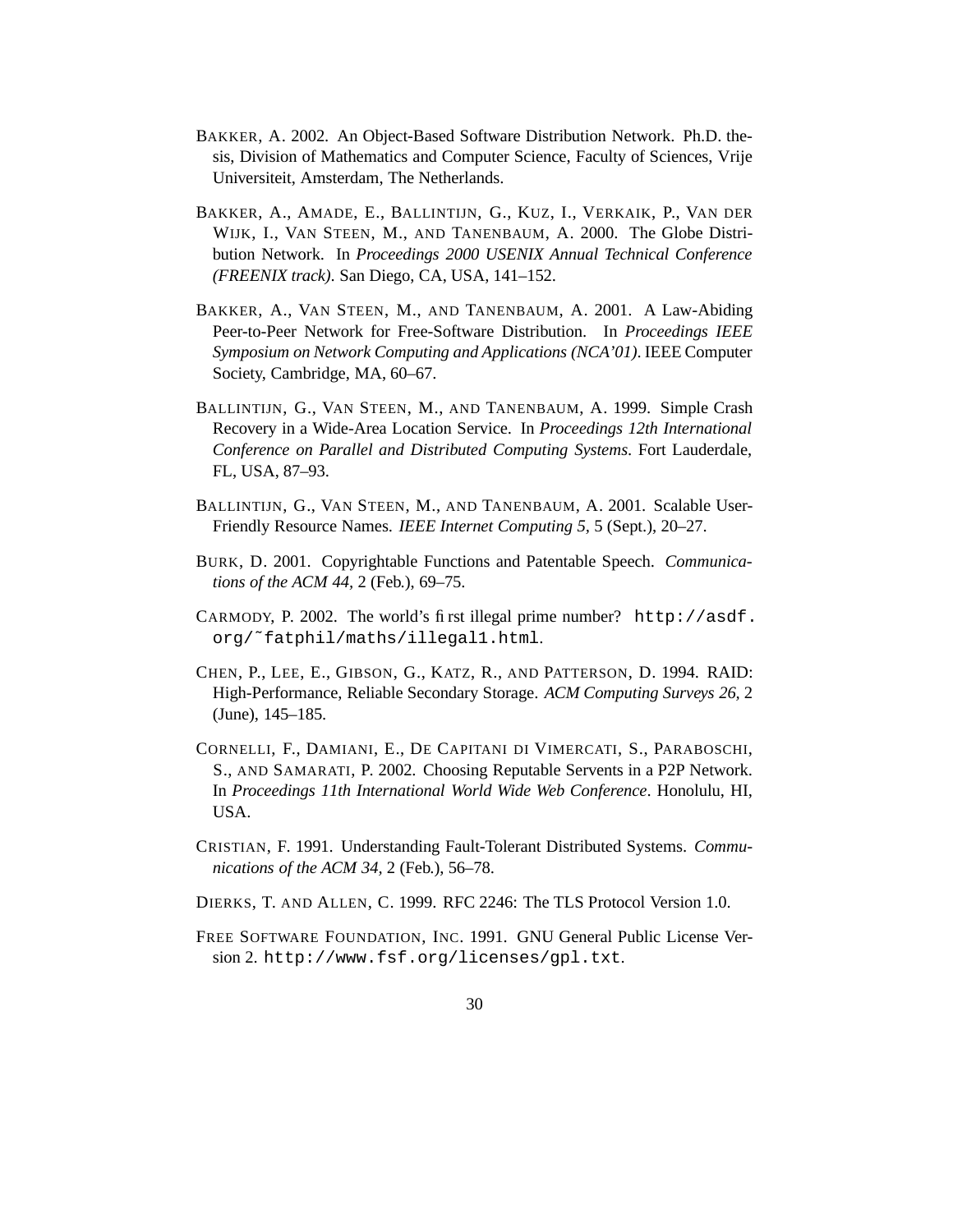BAKKER, A. 2002. An Object-Based Software Distribution Network. Ph.D. thesis, Division of Mathematics and Computer Science, Faculty of Sciences, Vrije Universiteit, Amsterdam, The Netherlands.

BAKKER, A., AMADE, E., BALLINTIJN, G., KUZ, I., VERKAIK, P., VAN DER WIJK, I., VAN STEEN, M., AND TANENBAUM, A. 2000. The Globe Distribution Network. In *Proceedings 2000 USENIX Annual Technical Conference (FREENIX track)*. San Diego, CA, USA, 141–152.

BAKKER, A., VAN STEEN, M., AND TANENBAUM, A. 2001. A Law-Abiding Peer-to-Peer Network for Free-Software Distribution. In *Proceedings IEEE Symposium on Network Computing and Applications (NCA'01)*. IEEE Computer Society, Cambridge, MA, 60–67.

BALLINTIJN, G., VAN STEEN, M., AND TANENBAUM, A. 1999. Simple Crash Recovery in a Wide-Area Location Service. In *Proceedings 12th International Conference on Parallel and Distributed Computing Systems*. Fort Lauderdale, FL, USA, 87–93.

BALLINTIJN, G., VAN STEEN, M., AND TANENBAUM, A. 2001. Scalable User-Friendly Resource Names. *IEEE Internet Computing 5,* 5 (Sept.), 20–27.

BURK, D. 2001. Copyrightable Functions and Patentable Speech. *Communications of the ACM 44,* 2 (Feb.), 69–75.

CARMODY, P. 2002. The world's first illegal prime number? `http://asdf.org/~fatphil/maths/illegal1.html`.

CHEN, P., LEE, E., GIBSON, G., KATZ, R., AND PATTERSON, D. 1994. RAID: High-Performance, Reliable Secondary Storage. *ACM Computing Surveys 26,* 2 (June), 145–185.

CORNELLI, F., DAMIANI, E., DE CAPITANI DI VIMERCATI, S., PARABOSCHI, S., AND SAMARATI, P. 2002. Choosing Reputable Servents in a P2P Network. In *Proceedings 11th International World Wide Web Conference*. Honolulu, HI, USA.

CRISTIAN, F. 1991. Understanding Fault-Tolerant Distributed Systems. *Communications of the ACM 34,* 2 (Feb.), 56–78.

DIERKS, T. AND ALLEN, C. 1999. RFC 2246: The TLS Protocol Version 1.0.

FREE SOFTWARE FOUNDATION, INC. 1991. GNU General Public License Version 2. `http://www.fsf.org/licenses/gpl.txt`.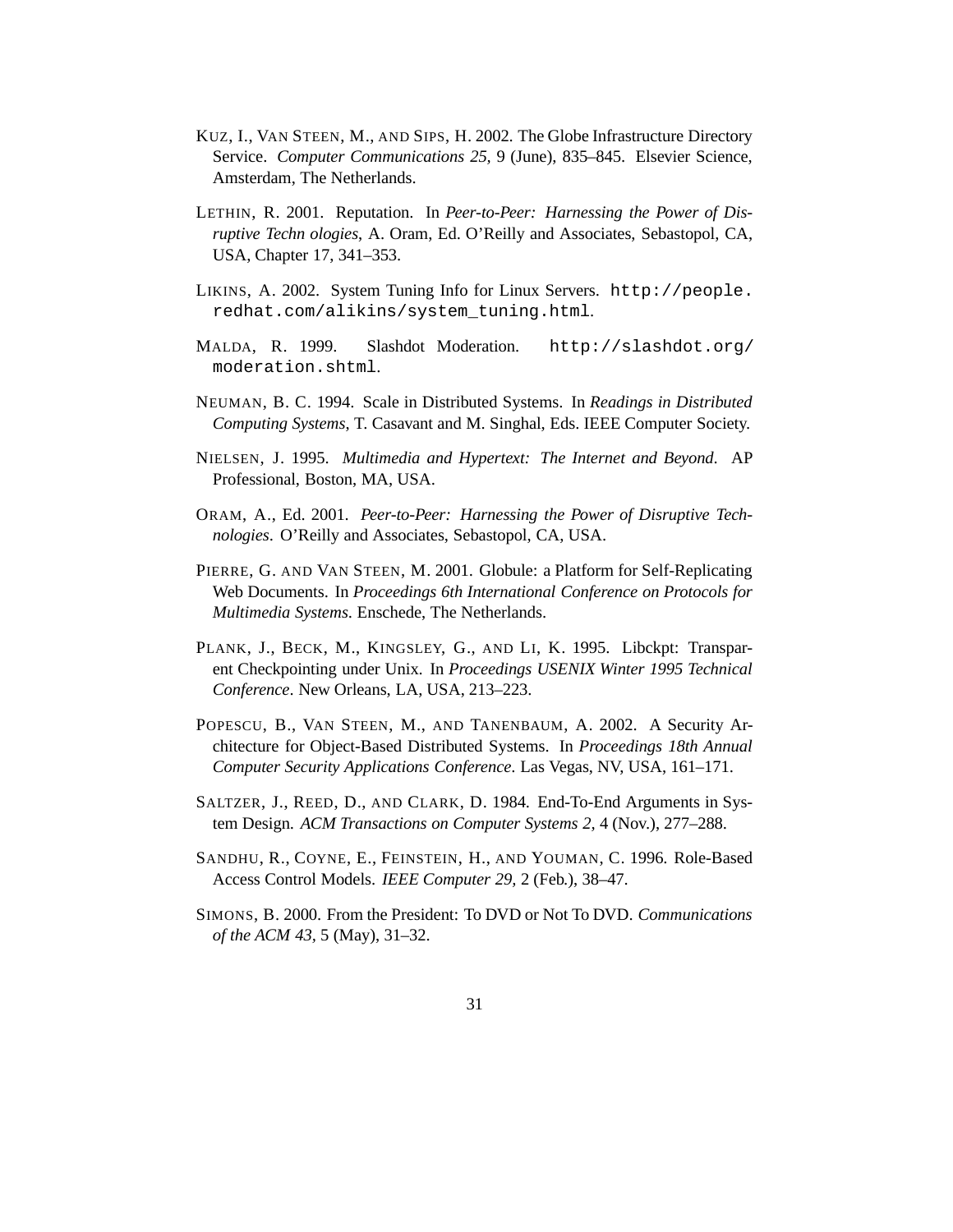KUZ, I., VAN STEEN, M., AND SIPS, H. 2002. The Globe Infrastructure Directory Service. *Computer Communications 25,* 9 (June), 835–845. Elsevier Science, Amsterdam, The Netherlands.

LETHIN, R. 2001. Reputation. In *Peer-to-Peer: Harnessing the Power of Disruptive Techn ologies*, A. Oram, Ed. O'Reilly and Associates, Sebastopol, CA, USA, Chapter 17, 341–353.

LIKINS, A. 2002. System Tuning Info for Linux Servers. `http://people.redhat.com/alikins/system_tuning.html`.

MALDA, R. 1999. Slashdot Moderation. `http://slashdot.org/moderation.shtml`.

NEUMAN, B. C. 1994. Scale in Distributed Systems. In *Readings in Distributed Computing Systems*, T. Casavant and M. Singhal, Eds. IEEE Computer Society.

NIELSEN, J. 1995. *Multimedia and Hypertext: The Internet and Beyond*. AP Professional, Boston, MA, USA.

ORAM, A., Ed. 2001. *Peer-to-Peer: Harnessing the Power of Disruptive Technologies*. O'Reilly and Associates, Sebastopol, CA, USA.

PIERRE, G. AND VAN STEEN, M. 2001. Globule: a Platform for Self-Replicating Web Documents. In *Proceedings 6th International Conference on Protocols for Multimedia Systems*. Enschede, The Netherlands.

PLANK, J., BECK, M., KINGSLEY, G., AND LI, K. 1995. Libckpt: Transparent Checkpointing under Unix. In *Proceedings USENIX Winter 1995 Technical Conference*. New Orleans, LA, USA, 213–223.

POPESCU, B., VAN STEEN, M., AND TANENBAUM, A. 2002. A Security Architecture for Object-Based Distributed Systems. In *Proceedings 18th Annual Computer Security Applications Conference*. Las Vegas, NV, USA, 161–171.

SALTZER, J., REED, D., AND CLARK, D. 1984. End-To-End Arguments in System Design. *ACM Transactions on Computer Systems 2,* 4 (Nov.), 277–288.

SANDHU, R., COYNE, E., FEINSTEIN, H., AND YOUMAN, C. 1996. Role-Based Access Control Models. *IEEE Computer 29,* 2 (Feb.), 38–47.

SIMONS, B. 2000. From the President: To DVD or Not To DVD. *Communications of the ACM 43,* 5 (May), 31–32.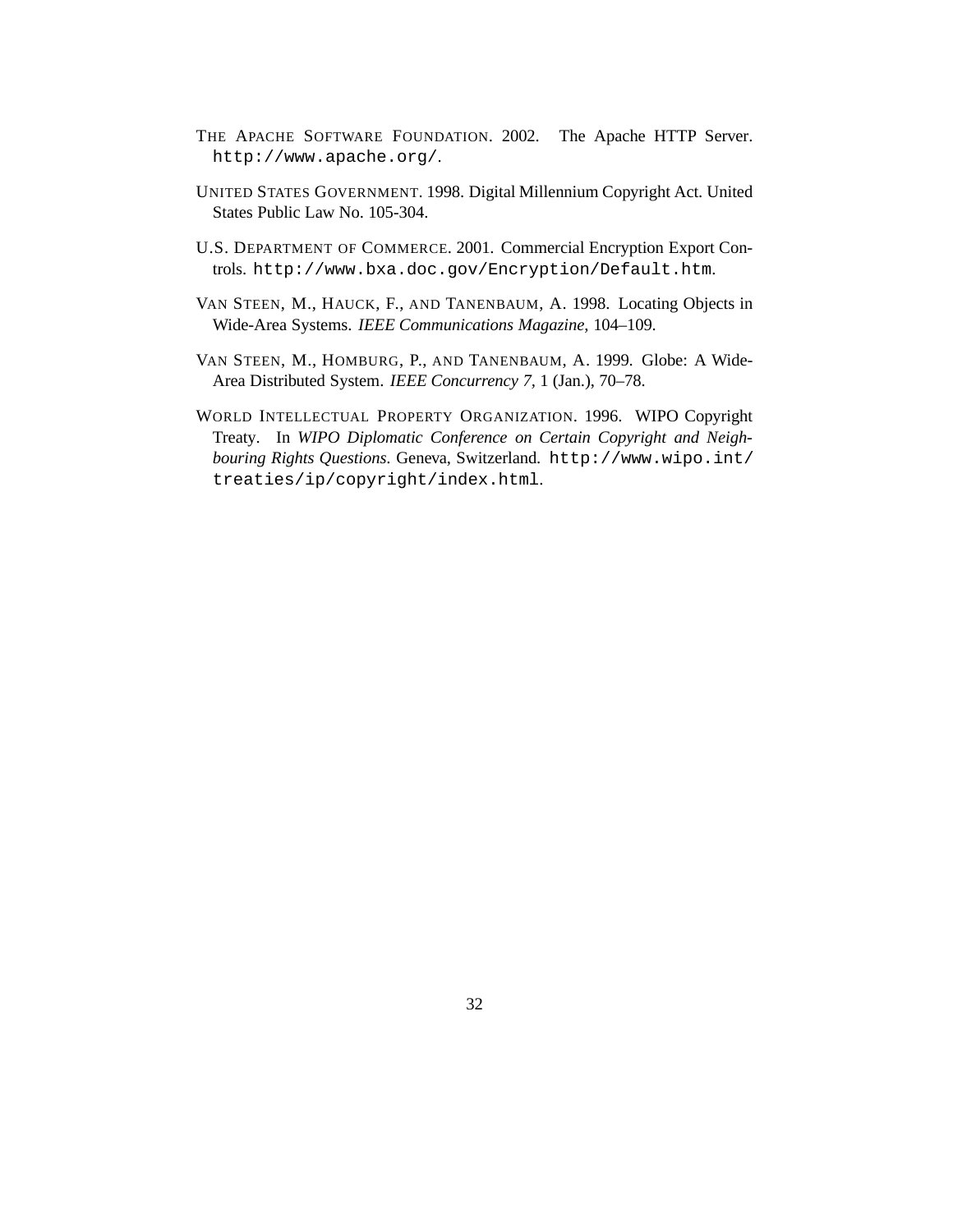THE APACHE SOFTWARE FOUNDATION. 2002. The Apache HTTP Server. http://www.apache.org/.

UNITED STATES GOVERNMENT. 1998. Digital Millennium Copyright Act. United States Public Law No. 105-304.

U.S. DEPARTMENT OF COMMERCE. 2001. Commercial Encryption Export Controls. http://www.bxa.doc.gov/Encryption/Default.htm.

VAN STEEN, M., HAUCK, F., AND TANENBAUM, A. 1998. Locating Objects in Wide-Area Systems. *IEEE Communications Magazine*, 104–109.

VAN STEEN, M., HOMBURG, P., AND TANENBAUM, A. 1999. Globe: A Wide-Area Distributed System. *IEEE Concurrency 7,* 1 (Jan.), 70–78.

WORLD INTELLECTUAL PROPERTY ORGANIZATION. 1996. WIPO Copyright Treaty. In *WIPO Diplomatic Conference on Certain Copyright and Neighbouring Rights Questions*. Geneva, Switzerland. http://www.wipo.int/treaties/ip/copyright/index.html.